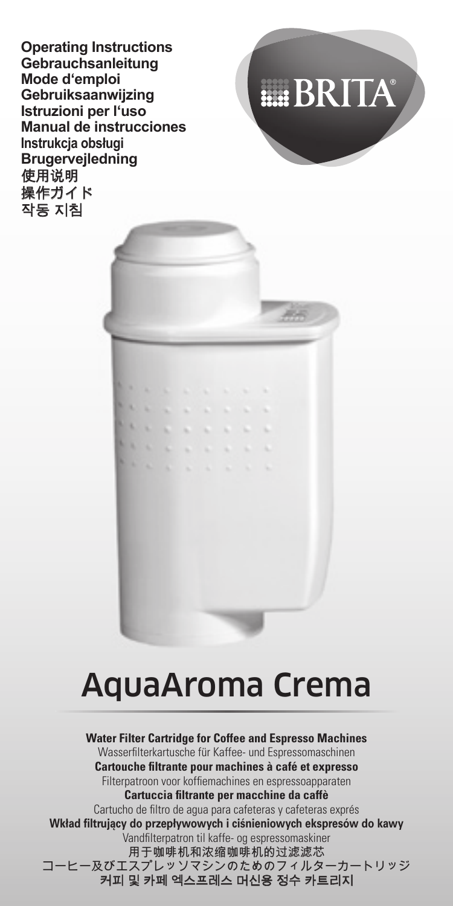**Operating Instructions**
**Gebrauchsanleitung**
**Mode d'emploi**
**Gebruiksaanwijzing**
**Istruzioni per l'uso**
**Manual de instrucciones**
**Instrukcja obsługi**
**Brugervejledning**
**使用说明**
**操作ガイド**
**작동 지침**

BRITA®

# AquaAroma Crema

**Water Filter Cartridge for Coffee and Espresso Machines**
Wasserfilterkartusche für Kaffee- und Espressomaschinen
**Cartouche filtrante pour machines à café et expresso**
Filterpatroon voor koffiemachines en espressoapparaten
**Cartuccia filtrante per macchine da caffè**
Cartucho de filtro de agua para cafeteras y cafeteras exprés
**Wkład filtrujący do przepływowych i ciśnieniowych ekspresów do kawy**
Vandfilterpatron til kaffe- og espressomaskiner
**用于咖啡机和浓缩咖啡机的过滤滤芯**
コーヒー及びエスプレッソマシンのためのフィルターカートリッジ
**커피 및 카페 엑스프레스 머신용 정수 카트리지**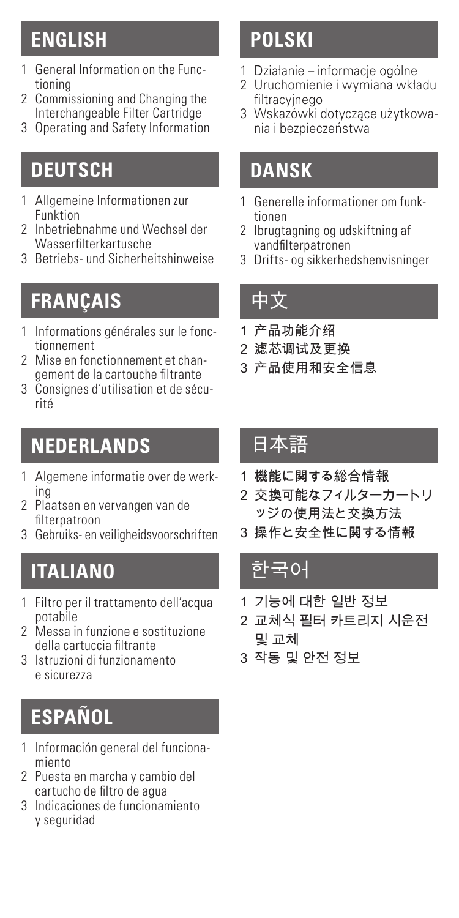## ENGLISH

1 General Information on the Functioning
2 Commissioning and Changing the Interchangeable Filter Cartridge
3 Operating and Safety Information

## DEUTSCH

1 Allgemeine Informationen zur Funktion
2 Inbetriebnahme und Wechsel der Wasserfilterkartusche
3 Betriebs- und Sicherheitshinweise

## FRANÇAIS

1 Informations générales sur le fonctionnement
2 Mise en fonctionnement et changement de la cartouche filtrante
3 Consignes d'utilisation et de sécurité

## NEDERLANDS

1 Algemene informatie over de werking
2 Plaatsen en vervangen van de filterpatroon
3 Gebruiks- en veiligheidsvoorschriften

## ITALIANO

1 Filtro per il trattamento dell'acqua potabile
2 Messa in funzione e sostituzione della cartuccia filtrante
3 Istruzioni di funzionamento e sicurezza

## ESPAÑOL

1 Información general del funcionamiento
2 Puesta en marcha y cambio del cartucho de filtro de agua
3 Indicaciones de funcionamiento y seguridad

## POLSKI

1 Działanie – informacje ogólne
2 Uruchomienie i wymiana wkładu filtracyjnego
3 Wskazówki dotyczące użytkowania i bezpieczeństwa

## DANSK

1 Generelle informationer om funktionen
2 Ibrugtagning og udskiftning af vandfilterpatronen
3 Drifts- og sikkerhedshenvisninger

## 中文

1 产品功能介绍
2 滤芯调试及更换
3 产品使用和安全信息

## 日本語

1 機能に関する総合情報
2 交換可能なフィルターカートリッジの使用法と交換方法
3 操作と安全性に関する情報

## 한국어

1 기능에 대한 일반 정보
2 교체식 필터 카트리지 시운전 및 교체
3 작동 및 안전 정보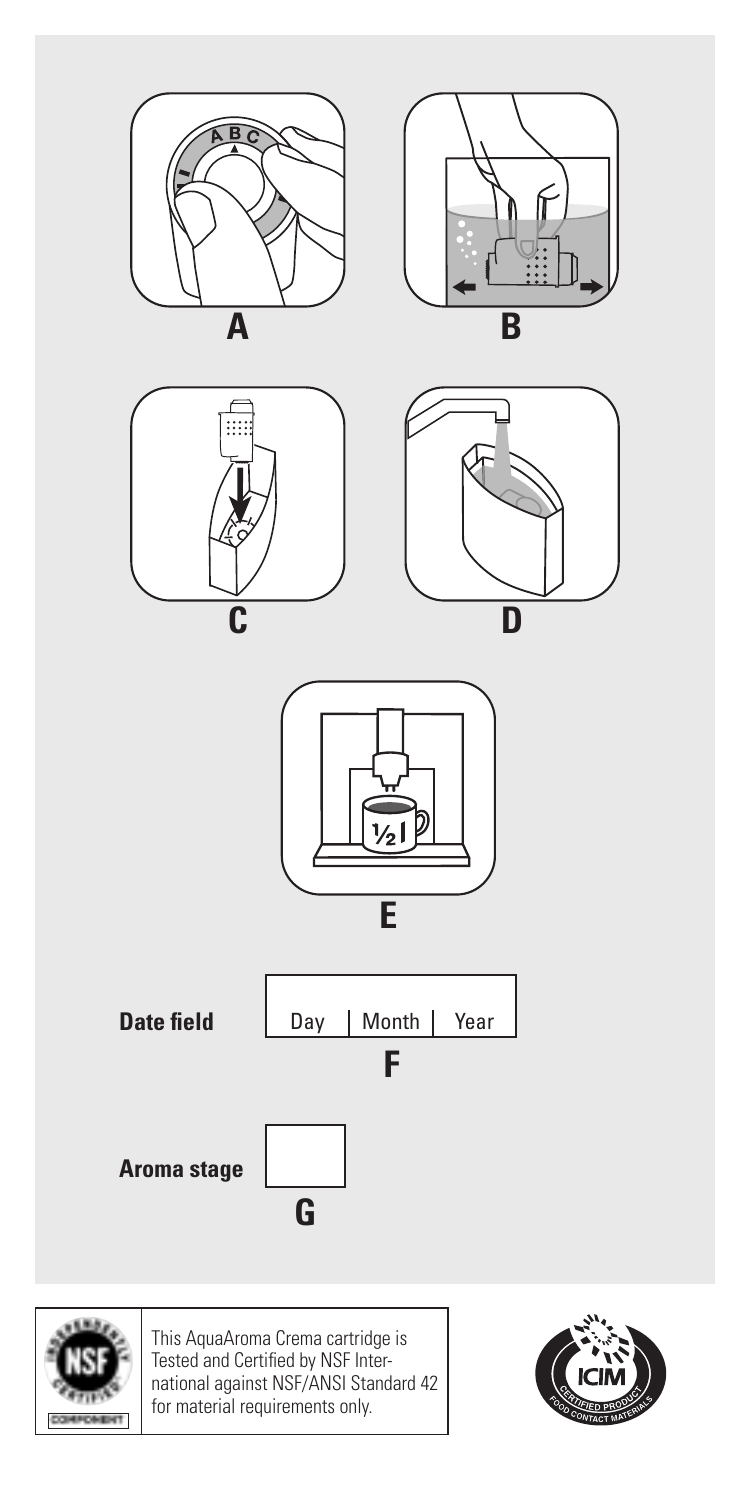A

B

C

D

E

| **Date field** | Day | Month | Year |
|---|---|---|---|

F

**Aroma stage**

G

This AquaAroma Crema cartridge is Tested and Certified by NSF International against NSF/ANSI Standard 42 for material requirements only.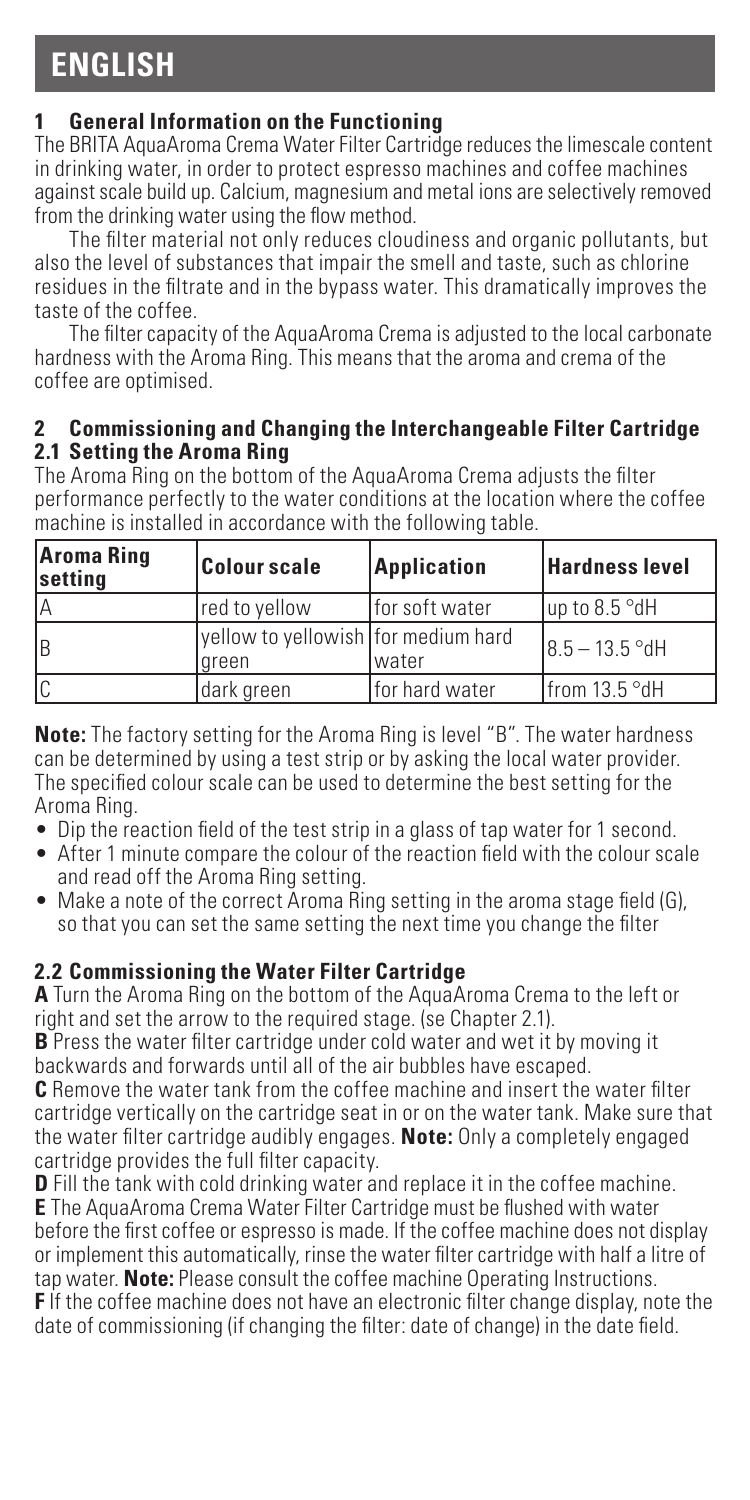# ENGLISH

## 1 General Information on the Functioning

The BRITA AquaAroma Crema Water Filter Cartridge reduces the limescale content in drinking water, in order to protect espresso machines and coffee machines against scale build up. Calcium, magnesium and metal ions are selectively removed from the drinking water using the flow method.

The filter material not only reduces cloudiness and organic pollutants, but also the level of substances that impair the smell and taste, such as chlorine residues in the filtrate and in the bypass water. This dramatically improves the taste of the coffee.

The filter capacity of the AquaAroma Crema is adjusted to the local carbonate hardness with the Aroma Ring. This means that the aroma and crema of the coffee are optimised.

## 2 Commissioning and Changing the Interchangeable Filter Cartridge

### 2.1 Setting the Aroma Ring

The Aroma Ring on the bottom of the AquaAroma Crema adjusts the filter performance perfectly to the water conditions at the location where the coffee machine is installed in accordance with the following table.

| Aroma Ring setting | Colour scale | Application | Hardness level |
|---|---|---|---|
| A | red to yellow | for soft water | up to 8.5 °dH |
| B | yellow to yellowish green | for medium hard water | 8.5 – 13.5 °dH |
| C | dark green | for hard water | from 13.5 °dH |

**Note:** The factory setting for the Aroma Ring is level "B". The water hardness can be determined by using a test strip or by asking the local water provider. The specified colour scale can be used to determine the best setting for the Aroma Ring.

- Dip the reaction field of the test strip in a glass of tap water for 1 second.
- After 1 minute compare the colour of the reaction field with the colour scale and read off the Aroma Ring setting.
- Make a note of the correct Aroma Ring setting in the aroma stage field (G), so that you can set the same setting the next time you change the filter

### 2.2 Commissioning the Water Filter Cartridge

**A** Turn the Aroma Ring on the bottom of the AquaAroma Crema to the left or right and set the arrow to the required stage. (se Chapter 2.1).

**B** Press the water filter cartridge under cold water and wet it by moving it backwards and forwards until all of the air bubbles have escaped.

**C** Remove the water tank from the coffee machine and insert the water filter cartridge vertically on the cartridge seat in or on the water tank. Make sure that the water filter cartridge audibly engages. **Note:** Only a completely engaged cartridge provides the full filter capacity.

**D** Fill the tank with cold drinking water and replace it in the coffee machine.

**E** The AquaAroma Crema Water Filter Cartridge must be flushed with water before the first coffee or espresso is made. If the coffee machine does not display or implement this automatically, rinse the water filter cartridge with half a litre of tap water. **Note:** Please consult the coffee machine Operating Instructions.

**F** If the coffee machine does not have an electronic filter change display, note the date of commissioning (if changing the filter: date of change) in the date field.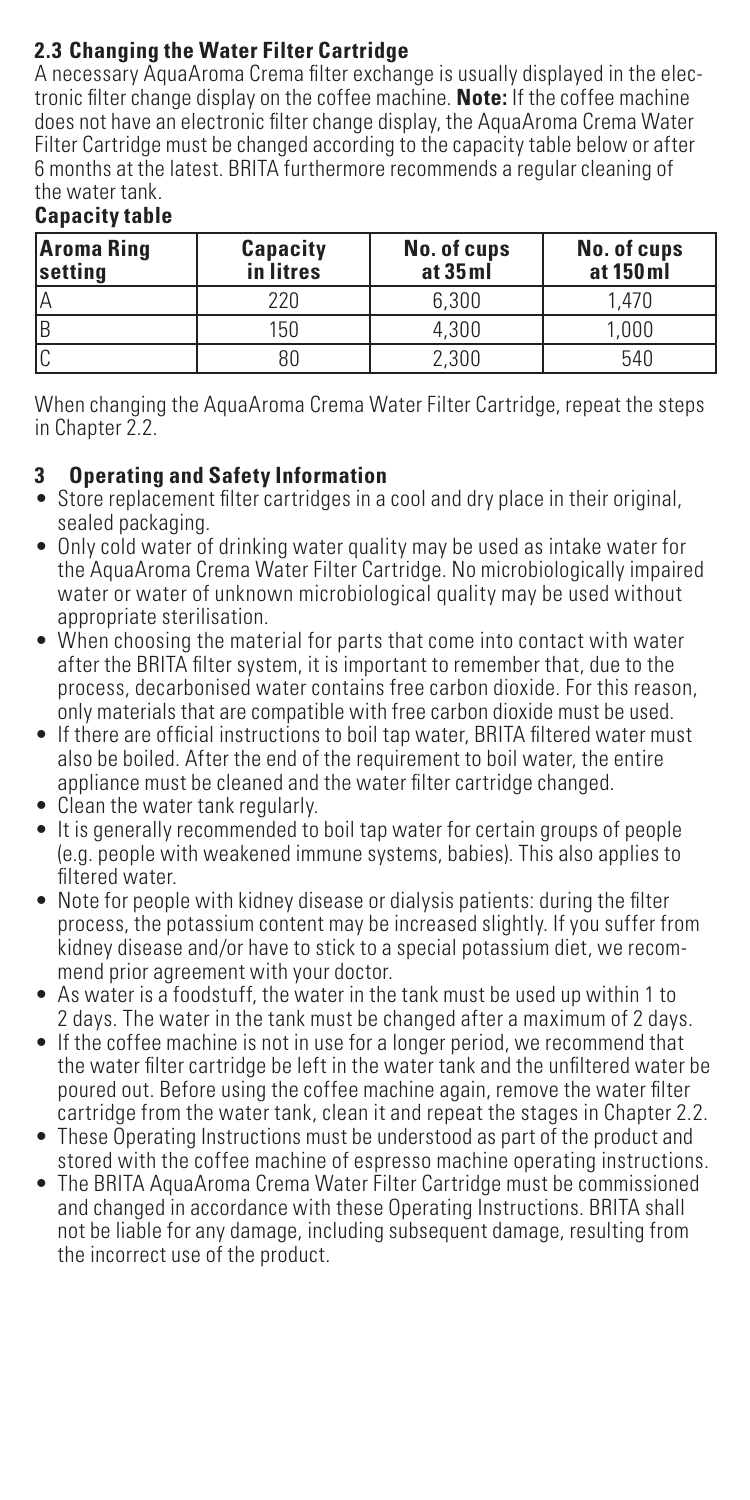### 2.3 Changing the Water Filter Cartridge

A necessary AquaAroma Crema filter exchange is usually displayed in the electronic filter change display on the coffee machine. **Note:** If the coffee machine does not have an electronic filter change display, the AquaAroma Crema Water Filter Cartridge must be changed according to the capacity table below or after 6 months at the latest. BRITA furthermore recommends a regular cleaning of the water tank.

**Capacity table**

| Aroma Ring setting | Capacity in litres | No. of cups at 35 ml | No. of cups at 150 ml |
|---|---|---|---|
| A | 220 | 6,300 | 1,470 |
| B | 150 | 4,300 | 1,000 |
| C | 80 | 2,300 | 540 |

When changing the AquaAroma Crema Water Filter Cartridge, repeat the steps in Chapter 2.2.

## 3 Operating and Safety Information

- Store replacement filter cartridges in a cool and dry place in their original, sealed packaging.
- Only cold water of drinking water quality may be used as intake water for the AquaAroma Crema Water Filter Cartridge. No microbiologically impaired water or water of unknown microbiological quality may be used without appropriate sterilisation.
- When choosing the material for parts that come into contact with water after the BRITA filter system, it is important to remember that, due to the process, decarbonised water contains free carbon dioxide. For this reason, only materials that are compatible with free carbon dioxide must be used.
- If there are official instructions to boil tap water, BRITA filtered water must also be boiled. After the end of the requirement to boil water, the entire appliance must be cleaned and the water filter cartridge changed.
- Clean the water tank regularly.
- It is generally recommended to boil tap water for certain groups of people (e.g. people with weakened immune systems, babies). This also applies to filtered water.
- Note for people with kidney disease or dialysis patients: during the filter process, the potassium content may be increased slightly. If you suffer from kidney disease and/or have to stick to a special potassium diet, we recommend prior agreement with your doctor.
- As water is a foodstuff, the water in the tank must be used up within 1 to 2 days. The water in the tank must be changed after a maximum of 2 days.
- If the coffee machine is not in use for a longer period, we recommend that the water filter cartridge be left in the water tank and the unfiltered water be poured out. Before using the coffee machine again, remove the water filter cartridge from the water tank, clean it and repeat the stages in Chapter 2.2.
- These Operating Instructions must be understood as part of the product and stored with the coffee machine of espresso machine operating instructions.
- The BRITA AquaAroma Crema Water Filter Cartridge must be commissioned and changed in accordance with these Operating Instructions. BRITA shall not be liable for any damage, including subsequent damage, resulting from the incorrect use of the product.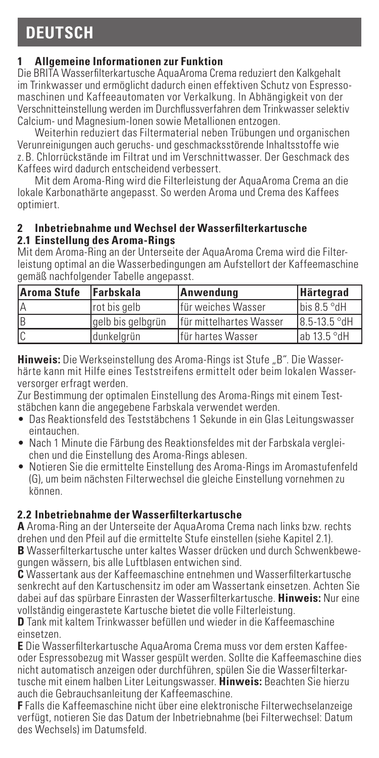# DEUTSCH

## 1 Allgemeine Informationen zur Funktion

Die BRITA Wasserfilterkartusche AquaAroma Crema reduziert den Kalkgehalt im Trinkwasser und ermöglicht dadurch einen effektiven Schutz von Espressomaschinen und Kaffeeautomaten vor Verkalkung. In Abhängigkeit von der Verschnitteinstellung werden im Durchflussverfahren dem Trinkwasser selektiv Calcium- und Magnesium-Ionen sowie Metallionen entzogen.

Weiterhin reduziert das Filtermaterial neben Trübungen und organischen Verunreinigungen auch geruchs- und geschmacksstörende Inhaltsstoffe wie z. B. Chlorrückstände im Filtrat und im Verschnittwasser. Der Geschmack des Kaffees wird dadurch entscheidend verbessert.

Mit dem Aroma-Ring wird die Filterleistung der AquaAroma Crema an die lokale Karbonathärte angepasst. So werden Aroma und Crema des Kaffees optimiert.

## 2 Inbetriebnahme und Wechsel der Wasserfilterkartusche

### 2.1 Einstellung des Aroma-Rings

Mit dem Aroma-Ring an der Unterseite der AquaAroma Crema wird die Filterleistung optimal an die Wasserbedingungen am Aufstellort der Kaffeemaschine gemäß nachfolgender Tabelle angepasst.

| Aroma Stufe | Farbskala | Anwendung | Härtegrad |
|---|---|---|---|
| A | rot bis gelb | für weiches Wasser | bis 8.5 °dH |
| B | gelb bis gelbgrün | für mittelhartes Wasser | 8.5-13.5 °dH |
| C | dunkelgrün | für hartes Wasser | ab 13.5 °dH |

**Hinweis:** Die Werkseinstellung des Aroma-Rings ist Stufe „B". Die Wasserhärte kann mit Hilfe eines Teststreifens ermittelt oder beim lokalen Wasserversorger erfragt werden.

Zur Bestimmung der optimalen Einstellung des Aroma-Rings mit einem Teststäbchen kann die angegebene Farbskala verwendet werden.

- Das Reaktionsfeld des Teststäbchens 1 Sekunde in ein Glas Leitungswasser eintauchen.
- Nach 1 Minute die Färbung des Reaktionsfeldes mit der Farbskala vergleichen und die Einstellung des Aroma-Rings ablesen.
- Notieren Sie die ermittelte Einstellung des Aroma-Rings im Aromastufenfeld (G), um beim nächsten Filterwechsel die gleiche Einstellung vornehmen zu können.

### 2.2 Inbetriebnahme der Wasserfilterkartusche

**A** Aroma-Ring an der Unterseite der AquaAroma Crema nach links bzw. rechts drehen und den Pfeil auf die ermittelte Stufe einstellen (siehe Kapitel 2.1).

**B** Wasserfilterkartusche unter kaltes Wasser drücken und durch Schwenkbewegungen wässern, bis alle Luftblasen entwichen sind.

**C** Wassertank aus der Kaffeemaschine entnehmen und Wasserfilterkartusche senkrecht auf den Kartuschensitz im oder am Wassertank einsetzen. Achten Sie dabei auf das spürbare Einrasten der Wasserfilterkartusche. **Hinweis:** Nur eine vollständig eingerastete Kartusche bietet die volle Filterleistung.

**D** Tank mit kaltem Trinkwasser befüllen und wieder in die Kaffeemaschine einsetzen.

**E** Die Wasserfilterkartusche AquaAroma Crema muss vor dem ersten Kaffee- oder Espressobezug mit Wasser gespült werden. Sollte die Kaffeemaschine dies nicht automatisch anzeigen oder durchführen, spülen Sie die Wasserfilterkartusche mit einem halben Liter Leitungswasser. **Hinweis:** Beachten Sie hierzu auch die Gebrauchsanleitung der Kaffeemaschine.

**F** Falls die Kaffeemaschine nicht über eine elektronische Filterwechselanzeige verfügt, notieren Sie das Datum der Inbetriebnahme (bei Filterwechsel: Datum des Wechsels) im Datumsfeld.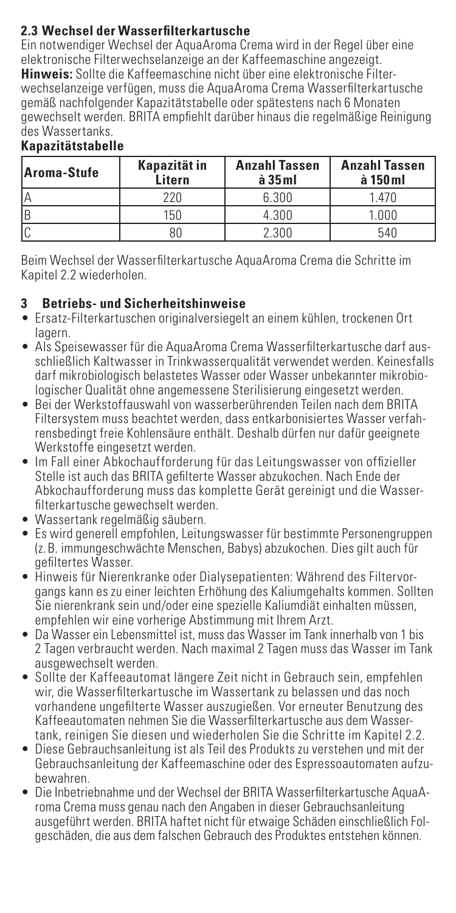### 2.3 Wechsel der Wasserfilterkartusche

Ein notwendiger Wechsel der AquaAroma Crema wird in der Regel über eine elektronische Filterwechselanzeige an der Kaffeemaschine angezeigt.
**Hinweis:** Sollte die Kaffeemaschine nicht über eine elektronische Filterwechselanzeige verfügen, muss die AquaAroma Crema Wasserfilterkartusche gemäß nachfolgender Kapazitätstabelle oder spätestens nach 6 Monaten gewechselt werden. BRITA empfiehlt darüber hinaus die regelmäßige Reinigung des Wassertanks.

**Kapazitätstabelle**

| Aroma-Stufe | Kapazität in Litern | Anzahl Tassen à 35 ml | Anzahl Tassen à 150 ml |
|---|---|---|---|
| A | 220 | 6.300 | 1.470 |
| B | 150 | 4.300 | 1.000 |
| C | 80 | 2.300 | 540 |

Beim Wechsel der Wasserfilterkartusche AquaAroma Crema die Schritte im Kapitel 2.2 wiederholen.

## 3 Betriebs- und Sicherheitshinweise

- Ersatz-Filterkartuschen originalversiegelt an einem kühlen, trockenen Ort lagern.
- Als Speisewasser für die AquaAroma Crema Wasserfilterkartusche darf ausschließlich Kaltwasser in Trinkwasserqualität verwendet werden. Keinesfalls darf mikrobiologisch belastetes Wasser oder Wasser unbekannter mikrobiologischer Qualität ohne angemessene Sterilisierung eingesetzt werden.
- Bei der Werkstoffauswahl von wasserberührenden Teilen nach dem BRITA Filtersystem muss beachtet werden, dass entkarbonisiertes Wasser verfahrensbedingt freie Kohlensäure enthält. Deshalb dürfen nur dafür geeignete Werkstoffe eingesetzt werden.
- Im Fall einer Abkochaufforderung für das Leitungswasser von offizieller Stelle ist auch das BRITA gefilterte Wasser abzukochen. Nach Ende der Abkochaufforderung muss das komplette Gerät gereinigt und die Wasserfilterkartusche gewechselt werden.
- Wassertank regelmäßig säubern.
- Es wird generell empfohlen, Leitungswasser für bestimmte Personengruppen (z. B. immungeschwächte Menschen, Babys) abzukochen. Dies gilt auch für gefiltertes Wasser.
- Hinweis für Nierenkranke oder Dialysepatienten: Während des Filtervorgangs kann es zu einer leichten Erhöhung des Kaliumgehalts kommen. Sollten Sie nierenkrank sein und/oder eine spezielle Kaliumdiät einhalten müssen, empfehlen wir eine vorherige Abstimmung mit Ihrem Arzt.
- Da Wasser ein Lebensmittel ist, muss das Wasser im Tank innerhalb von 1 bis 2 Tagen verbraucht werden. Nach maximal 2 Tagen muss das Wasser im Tank ausgewechselt werden.
- Sollte der Kaffeeautomat längere Zeit nicht in Gebrauch sein, empfehlen wir, die Wasserfilterkartusche im Wassertank zu belassen und das noch vorhandene ungefilterte Wasser auszugießen. Vor erneuter Benutzung des Kaffeeautomaten nehmen Sie die Wasserfilterkartusche aus dem Wassertank, reinigen Sie diesen und wiederholen Sie die Schritte im Kapitel 2.2.
- Diese Gebrauchsanleitung ist als Teil des Produkts zu verstehen und mit der Gebrauchsanleitung der Kaffeemaschine oder des Espressoautomaten aufzubewahren.
- Die Inbetriebnahme und der Wechsel der BRITA Wasserfilterkartusche AquaAroma Crema muss genau nach den Angaben in dieser Gebrauchsanleitung ausgeführt werden. BRITA haftet nicht für etwaige Schäden einschließlich Folgeschäden, die aus dem falschen Gebrauch des Produktes entstehen können.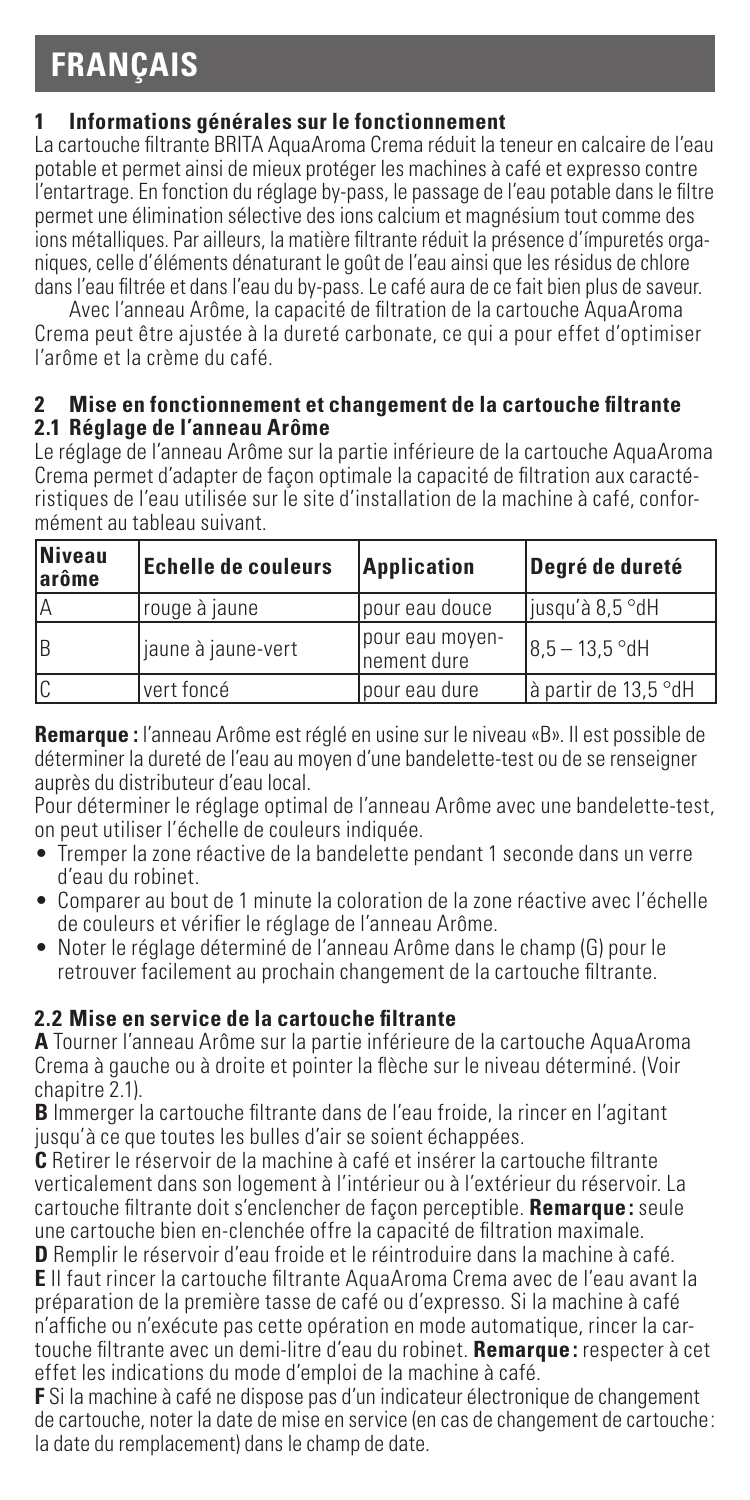# FRANÇAIS

## 1 Informations générales sur le fonctionnement

La cartouche filtrante BRITA AquaAroma Crema réduit la teneur en calcaire de l'eau potable et permet ainsi de mieux protéger les machines à café et expresso contre l'entartrage. En fonction du réglage by-pass, le passage de l'eau potable dans le filtre permet une élimination sélective des ions calcium et magnésium tout comme des ions métalliques. Par ailleurs, la matière filtrante réduit la présence d'ímpuretés organiques, celle d'éléments dénaturant le goût de l'eau ainsi que les résidus de chlore dans l'eau filtrée et dans l'eau du by-pass. Le café aura de ce fait bien plus de saveur.

Avec l'anneau Arôme, la capacité de filtration de la cartouche AquaAroma Crema peut être ajustée à la dureté carbonate, ce qui a pour effet d'optimiser l'arôme et la crème du café.

## 2 Mise en fonctionnement et changement de la cartouche filtrante

### 2.1 Réglage de l'anneau Arôme

Le réglage de l'anneau Arôme sur la partie inférieure de la cartouche AquaAroma Crema permet d'adapter de façon optimale la capacité de filtration aux caractéristiques de l'eau utilisée sur le site d'installation de la machine à café, conformément au tableau suivant.

| Niveau arôme | Echelle de couleurs | Application | Degré de dureté |
|---|---|---|---|
| A | rouge à jaune | pour eau douce | jusqu'à 8,5 °dH |
| B | jaune à jaune-vert | pour eau moyennement dure | 8,5 – 13,5 °dH |
| C | vert foncé | pour eau dure | à partir de 13,5 °dH |

**Remarque :** l'anneau Arôme est réglé en usine sur le niveau «B». Il est possible de déterminer la dureté de l'eau au moyen d'une bandelette-test ou de se renseigner auprès du distributeur d'eau local.

Pour déterminer le réglage optimal de l'anneau Arôme avec une bandelette-test, on peut utiliser l'échelle de couleurs indiquée.

- Tremper la zone réactive de la bandelette pendant 1 seconde dans un verre d'eau du robinet.
- Comparer au bout de 1 minute la coloration de la zone réactive avec l'échelle de couleurs et vérifier le réglage de l'anneau Arôme.
- Noter le réglage déterminé de l'anneau Arôme dans le champ (G) pour le retrouver facilement au prochain changement de la cartouche filtrante.

### 2.2 Mise en service de la cartouche filtrante

**A** Tourner l'anneau Arôme sur la partie inférieure de la cartouche AquaAroma Crema à gauche ou à droite et pointer la flèche sur le niveau déterminé. (Voir chapitre 2.1).

**B** Immerger la cartouche filtrante dans de l'eau froide, la rincer en l'agitant jusqu'à ce que toutes les bulles d'air se soient échappées.

**C** Retirer le réservoir de la machine à café et insérer la cartouche filtrante verticalement dans son logement à l'intérieur ou à l'extérieur du réservoir. La cartouche filtrante doit s'enclencher de façon perceptible. **Remarque :** seule une cartouche bien en-clenchée offre la capacité de filtration maximale.

**D** Remplir le réservoir d'eau froide et le réintroduire dans la machine à café.

**E** Il faut rincer la cartouche filtrante AquaAroma Crema avec de l'eau avant la préparation de la première tasse de café ou d'expresso. Si la machine à café n'affiche ou n'exécute pas cette opération en mode automatique, rincer la cartouche filtrante avec un demi-litre d'eau du robinet. **Remarque :** respecter à cet effet les indications du mode d'emploi de la machine à café.

**F** Si la machine à café ne dispose pas d'un indicateur électronique de changement de cartouche, noter la date de mise en service (en cas de changement de cartouche : la date du remplacement) dans le champ de date.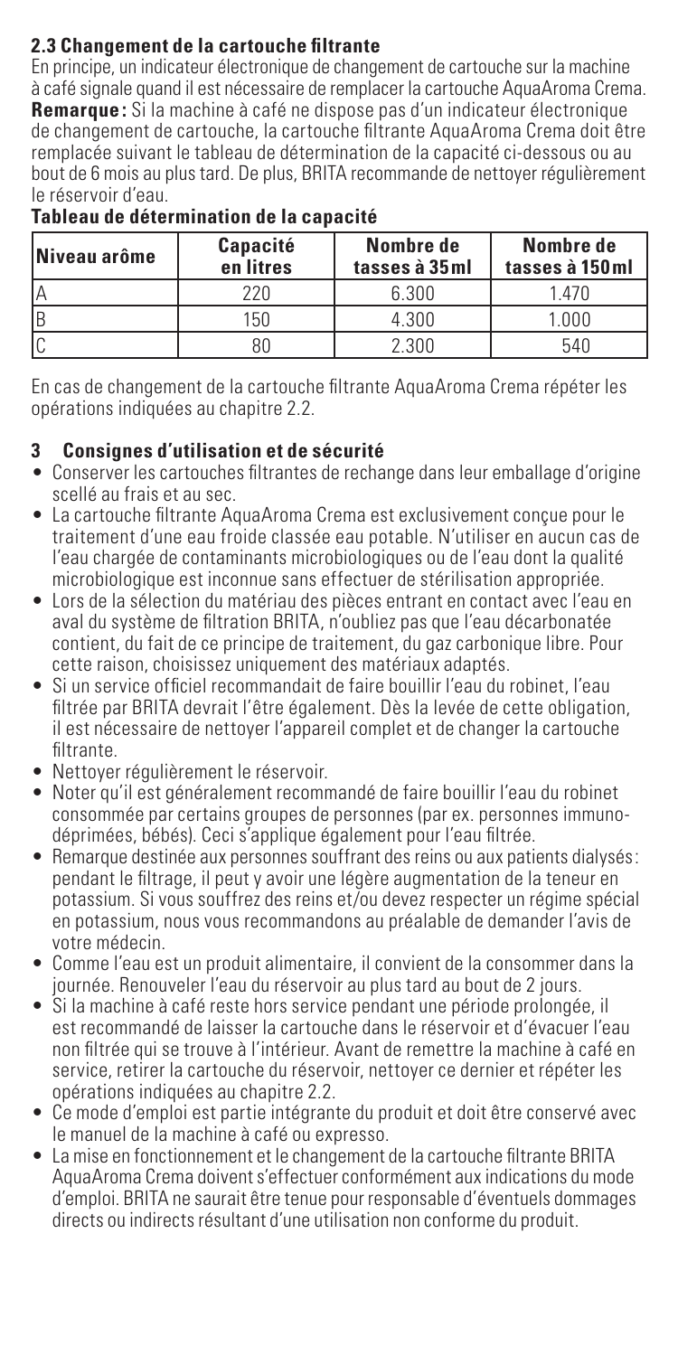### 2.3 Changement de la cartouche filtrante

En principe, un indicateur électronique de changement de cartouche sur la machine à café signale quand il est nécessaire de remplacer la cartouche AquaAroma Crema.
**Remarque :** Si la machine à café ne dispose pas d'un indicateur électronique de changement de cartouche, la cartouche filtrante AquaAroma Crema doit être remplacée suivant le tableau de détermination de la capacité ci-dessous ou au bout de 6 mois au plus tard. De plus, BRITA recommande de nettoyer régulièrement le réservoir d'eau.

**Tableau de détermination de la capacité**

| Niveau arôme | Capacité en litres | Nombre de tasses à 35 ml | Nombre de tasses à 150 ml |
|---|---|---|---|
| A | 220 | 6.300 | 1.470 |
| B | 150 | 4.300 | 1.000 |
| C | 80 | 2.300 | 540 |

En cas de changement de la cartouche filtrante AquaAroma Crema répéter les opérations indiquées au chapitre 2.2.

## 3 Consignes d'utilisation et de sécurité

- Conserver les cartouches filtrantes de rechange dans leur emballage d'origine scellé au frais et au sec.
- La cartouche filtrante AquaAroma Crema est exclusivement conçue pour le traitement d'une eau froide classée eau potable. N'utiliser en aucun cas de l'eau chargée de contaminants microbiologiques ou de l'eau dont la qualité microbiologique est inconnue sans effectuer de stérilisation appropriée.
- Lors de la sélection du matériau des pièces entrant en contact avec l'eau en aval du système de filtration BRITA, n'oubliez pas que l'eau décarbonatée contient, du fait de ce principe de traitement, du gaz carbonique libre. Pour cette raison, choisissez uniquement des matériaux adaptés.
- Si un service officiel recommandait de faire bouillir l'eau du robinet, l'eau filtrée par BRITA devrait l'être également. Dès la levée de cette obligation, il est nécessaire de nettoyer l'appareil complet et de changer la cartouche filtrante.
- Nettoyer régulièrement le réservoir.
- Noter qu'il est généralement recommandé de faire bouillir l'eau du robinet consommée par certains groupes de personnes (par ex. personnes immunodéprimées, bébés). Ceci s'applique également pour l'eau filtrée.
- Remarque destinée aux personnes souffrant des reins ou aux patients dialysés : pendant le filtrage, il peut y avoir une légère augmentation de la teneur en potassium. Si vous souffrez des reins et/ou devez respecter un régime spécial en potassium, nous vous recommandons au préalable de demander l'avis de votre médecin.
- Comme l'eau est un produit alimentaire, il convient de la consommer dans la journée. Renouveler l'eau du réservoir au plus tard au bout de 2 jours.
- Si la machine à café reste hors service pendant une période prolongée, il est recommandé de laisser la cartouche dans le réservoir et d'évacuer l'eau non filtrée qui se trouve à l'intérieur. Avant de remettre la machine à café en service, retirer la cartouche du réservoir, nettoyer ce dernier et répéter les opérations indiquées au chapitre 2.2.
- Ce mode d'emploi est partie intégrante du produit et doit être conservé avec le manuel de la machine à café ou expresso.
- La mise en fonctionnement et le changement de la cartouche filtrante BRITA AquaAroma Crema doivent s'effectuer conformément aux indications du mode d'emploi. BRITA ne saurait être tenue pour responsable d'éventuels dommages directs ou indirects résultant d'une utilisation non conforme du produit.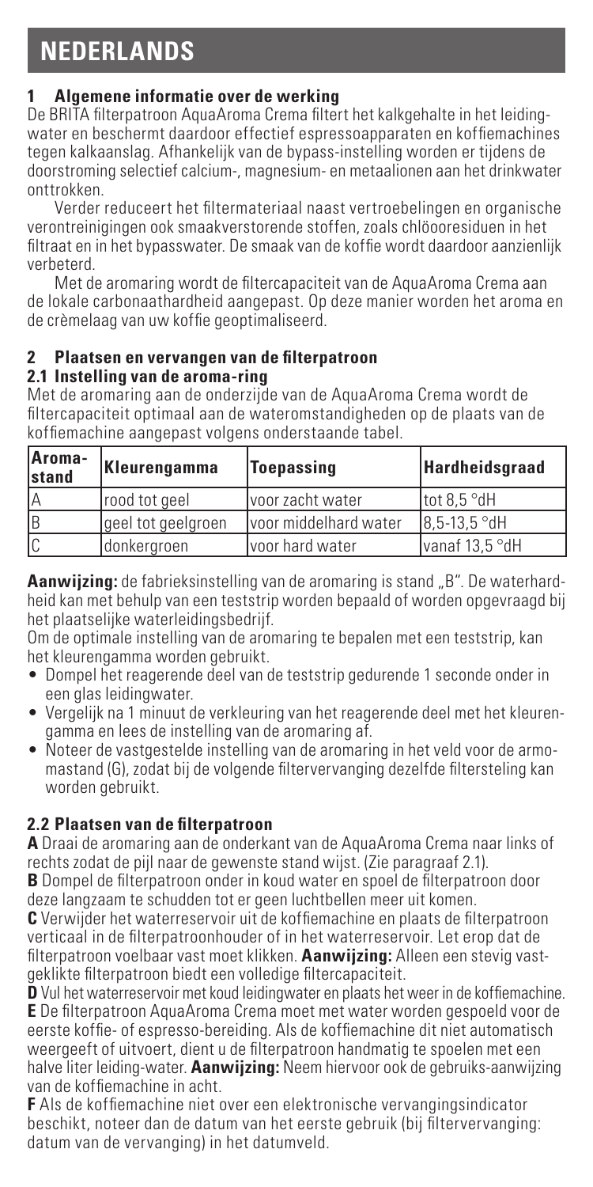# NEDERLANDS

## 1 Algemene informatie over de werking

De BRITA filterpatroon AquaAroma Crema filtert het kalkgehalte in het leidingwater en beschermt daardoor effectief espressoapparaten en koffiemachines tegen kalkaanslag. Afhankelijk van de bypass-instelling worden er tijdens de doorstroming selectief calcium-, magnesium- en metaalionen aan het drinkwater onttrokken.

Verder reduceert het filtermateriaal naast vertroebelingen en organische verontreinigingen ook smaakverstorende stoffen, zoals chlöooresiduen in het filtraat en in het bypasswater. De smaak van de koffie wordt daardoor aanzienlijk verbeterd.

Met de aromaring wordt de filtercapaciteit van de AquaAroma Crema aan de lokale carbonaathardheid aangepast. Op deze manier worden het aroma en de crèmelaag van uw koffie geoptimaliseerd.

## 2 Plaatsen en vervangen van de filterpatroon

### 2.1 Instelling van de aroma-ring

Met de aromaring aan de onderzijde van de AquaAroma Crema wordt de filtercapaciteit optimaal aan de wateromstandigheden op de plaats van de koffiemachine aangepast volgens onderstaande tabel.

| Aroma-stand | Kleurengamma | Toepassing | Hardheidsgraad |
|---|---|---|---|
| A | rood tot geel | voor zacht water | tot 8,5 °dH |
| B | geel tot geelgroen | voor middelhard water | 8,5-13,5 °dH |
| C | donkergroen | voor hard water | vanaf 13,5 °dH |

**Aanwijzing:** de fabrieksinstelling van de aromaring is stand „B". De waterhardheid kan met behulp van een teststrip worden bepaald of worden opgevraagd bij het plaatselijke waterleidingsbedrijf.

Om de optimale instelling van de aromaring te bepalen met een teststrip, kan het kleurengamma worden gebruikt.

- Dompel het reagerende deel van de teststrip gedurende 1 seconde onder in een glas leidingwater.
- Vergelijk na 1 minuut de verkleuring van het reagerende deel met het kleurengamma en lees de instelling van de aromaring af.
- Noteer de vastgestelde instelling van de aromaring in het veld voor de armomastand (G), zodat bij de volgende filtervervanging dezelfde filtersteling kan worden gebruikt.

### 2.2 Plaatsen van de filterpatroon

**A** Draai de aromaring aan de onderkant van de AquaAroma Crema naar links of rechts zodat de pijl naar de gewenste stand wijst. (Zie paragraaf 2.1).

**B** Dompel de filterpatroon onder in koud water en spoel de filterpatroon door deze langzaam te schudden tot er geen luchtbellen meer uit komen.

**C** Verwijder het waterreservoir uit de koffiemachine en plaats de filterpatroon verticaal in de filterpatroonhouder of in het waterreservoir. Let erop dat de filterpatroon voelbaar vast moet klikken. **Aanwijzing:** Alleen een stevig vastgeklikte filterpatroon biedt een volledige filtercapaciteit.

**D** Vul het waterreservoir met koud leidingwater en plaats het weer in de koffiemachine.

**E** De filterpatroon AquaAroma Crema moet met water worden gespoeld voor de eerste koffie- of espresso-bereiding. Als de koffiemachine dit niet automatisch weergeeft of uitvoert, dient u de filterpatroon handmatig te spoelen met een halve liter leiding-water. **Aanwijzing:** Neem hiervoor ook de gebruiks-aanwijzing van de koffiemachine in acht.

**F** Als de koffiemachine niet over een elektronische vervangingsindicator beschikt, noteer dan de datum van het eerste gebruik (bij filtervervanging: datum van de vervanging) in het datumveld.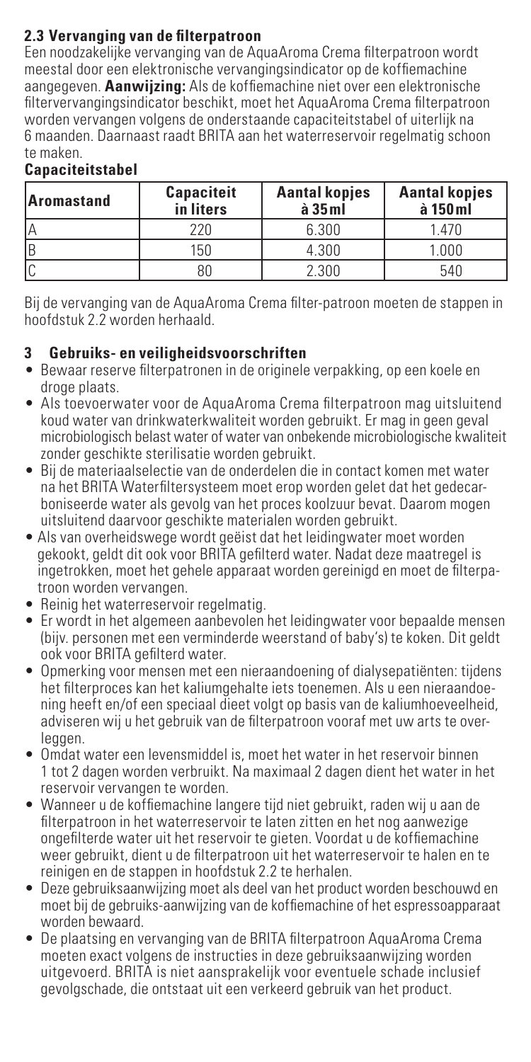### 2.3 Vervanging van de filterpatroon

Een noodzakelijke vervanging van de AquaAroma Crema filterpatroon wordt meestal door een elektronische vervangingsindicator op de koffiemachine aangegeven. **Aanwijzing:** Als de koffiemachine niet over een elektronische filtervervangingsindicator beschikt, moet het AquaAroma Crema filterpatroon worden vervangen volgens de onderstaande capaciteitstabel of uiterlijk na 6 maanden. Daarnaast raadt BRITA aan het waterreservoir regelmatig schoon te maken.

**Capaciteitstabel**

| Aromastand | Capaciteit in liters | Aantal kopjes à 35 ml | Aantal kopjes à 150 ml |
|---|---|---|---|
| A | 220 | 6.300 | 1.470 |
| B | 150 | 4.300 | 1.000 |
| C | 80 | 2.300 | 540 |

Bij de vervanging van de AquaAroma Crema filter-patroon moeten de stappen in hoofdstuk 2.2 worden herhaald.

## 3 Gebruiks- en veiligheidsvoorschriften

- Bewaar reserve filterpatronen in de originele verpakking, op een koele en droge plaats.
- Als toevoerwater voor de AquaAroma Crema filterpatroon mag uitsluitend koud water van drinkwaterkwaliteit worden gebruikt. Er mag in geen geval microbiologisch belast water of water van onbekende microbiologische kwaliteit zonder geschikte sterilisatie worden gebruikt.
- Bij de materiaalselectie van de onderdelen die in contact komen met water na het BRITA Waterfiltersysteem moet erop worden gelet dat het gedecarboniseerde water als gevolg van het proces koolzuur bevat. Daarom mogen uitsluitend daarvoor geschikte materialen worden gebruikt.
- Als van overheidswege wordt geëist dat het leidingwater moet worden gekookt, geldt dit ook voor BRITA gefilterd water. Nadat deze maatregel is ingetrokken, moet het gehele apparaat worden gereinigd en moet de filterpatroon worden vervangen.
- Reinig het waterreservoir regelmatig.
- Er wordt in het algemeen aanbevolen het leidingwater voor bepaalde mensen (bijv. personen met een verminderde weerstand of baby's) te koken. Dit geldt ook voor BRITA gefilterd water.
- Opmerking voor mensen met een nieraandoening of dialysepatiënten: tijdens het filterproces kan het kaliumgehalte iets toenemen. Als u een nieraandoening heeft en/of een speciaal dieet volgt op basis van de kaliumhoeveelheid, adviseren wij u het gebruik van de filterpatroon vooraf met uw arts te overleggen.
- Omdat water een levensmiddel is, moet het water in het reservoir binnen 1 tot 2 dagen worden verbruikt. Na maximaal 2 dagen dient het water in het reservoir vervangen te worden.
- Wanneer u de koffiemachine langere tijd niet gebruikt, raden wij u aan de filterpatroon in het waterreservoir te laten zitten en het nog aanwezige ongefilterde water uit het reservoir te gieten. Voordat u de koffiemachine weer gebruikt, dient u de filterpatroon uit het waterreservoir te halen en te reinigen en de stappen in hoofdstuk 2.2 te herhalen.
- Deze gebruiksaanwijzing moet als deel van het product worden beschouwd en moet bij de gebruiks-aanwijzing van de koffiemachine of het espressoapparaat worden bewaard.
- De plaatsing en vervanging van de BRITA filterpatroon AquaAroma Crema moeten exact volgens de instructies in deze gebruiksaanwijzing worden uitgevoerd. BRITA is niet aansprakelijk voor eventuele schade inclusief gevolgschade, die ontstaat uit een verkeerd gebruik van het product.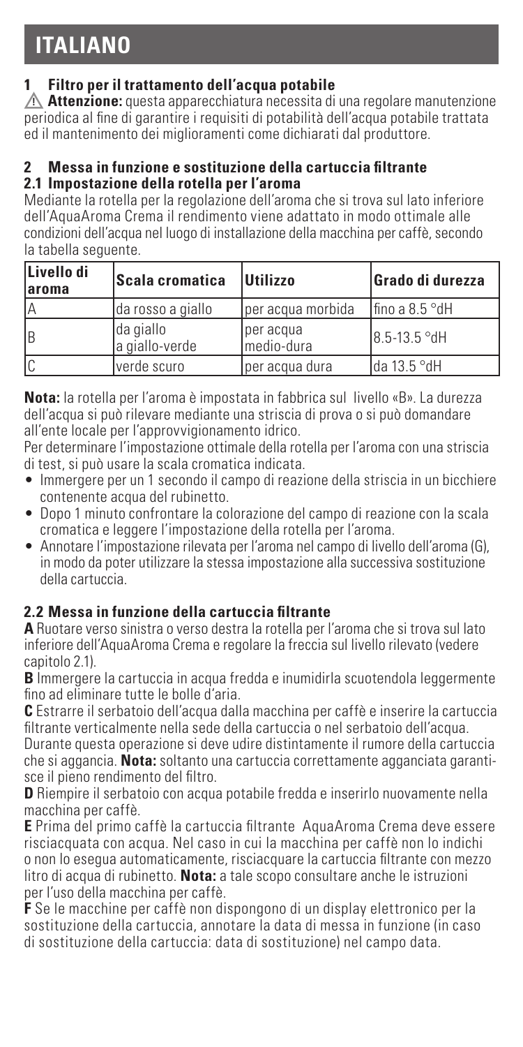# ITALIANO

## 1 Filtro per il trattamento dell'acqua potabile

⚠ **Attenzione:** questa apparecchiatura necessita di una regolare manutenzione periodica al fine di garantire i requisiti di potabilità dell'acqua potabile trattata ed il mantenimento dei miglioramenti come dichiarati dal produttore.

## 2 Messa in funzione e sostituzione della cartuccia filtrante

### 2.1 Impostazione della rotella per l'aroma

Mediante la rotella per la regolazione dell'aroma che si trova sul lato inferiore dell'AquaAroma Crema il rendimento viene adattato in modo ottimale alle condizioni dell'acqua nel luogo di installazione della macchina per caffè, secondo la tabella seguente.

| Livello di aroma | Scala cromatica | Utilizzo | Grado di durezza |
|---|---|---|---|
| A | da rosso a giallo | per acqua morbida | fino a 8.5 °dH |
| B | da giallo a giallo-verde | per acqua medio-dura | 8.5-13.5 °dH |
| C | verde scuro | per acqua dura | da 13.5 °dH |

**Nota:** la rotella per l'aroma è impostata in fabbrica sul livello «B». La durezza dell'acqua si può rilevare mediante una striscia di prova o si può domandare all'ente locale per l'approvvigionamento idrico.

Per determinare l'impostazione ottimale della rotella per l'aroma con una striscia di test, si può usare la scala cromatica indicata.

- Immergere per un 1 secondo il campo di reazione della striscia in un bicchiere contenente acqua del rubinetto.
- Dopo 1 minuto confrontare la colorazione del campo di reazione con la scala cromatica e leggere l'impostazione della rotella per l'aroma.
- Annotare l'impostazione rilevata per l'aroma nel campo di livello dell'aroma (G), in modo da poter utilizzare la stessa impostazione alla successiva sostituzione della cartuccia.

### 2.2 Messa in funzione della cartuccia filtrante

**A** Ruotare verso sinistra o verso destra la rotella per l'aroma che si trova sul lato inferiore dell'AquaAroma Crema e regolare la freccia sul livello rilevato (vedere capitolo 2.1).

**B** Immergere la cartuccia in acqua fredda e inumidirla scuotendola leggermente fino ad eliminare tutte le bolle d'aria.

**C** Estrarre il serbatoio dell'acqua dalla macchina per caffè e inserire la cartuccia filtrante verticalmente nella sede della cartuccia o nel serbatoio dell'acqua. Durante questa operazione si deve udire distintamente il rumore della cartuccia che si aggancia. **Nota:** soltanto una cartuccia correttamente agganciata garantisce il pieno rendimento del filtro.

**D** Riempire il serbatoio con acqua potabile fredda e inserirlo nuovamente nella macchina per caffè.

**E** Prima del primo caffè la cartuccia filtrante AquaAroma Crema deve essere risciacquata con acqua. Nel caso in cui la macchina per caffè non lo indichi o non lo esegua automaticamente, risciacquare la cartuccia filtrante con mezzo litro di acqua di rubinetto. **Nota:** a tale scopo consultare anche le istruzioni per l'uso della macchina per caffè.

**F** Se le macchine per caffè non dispongono di un display elettronico per la sostituzione della cartuccia, annotare la data di messa in funzione (in caso di sostituzione della cartuccia: data di sostituzione) nel campo data.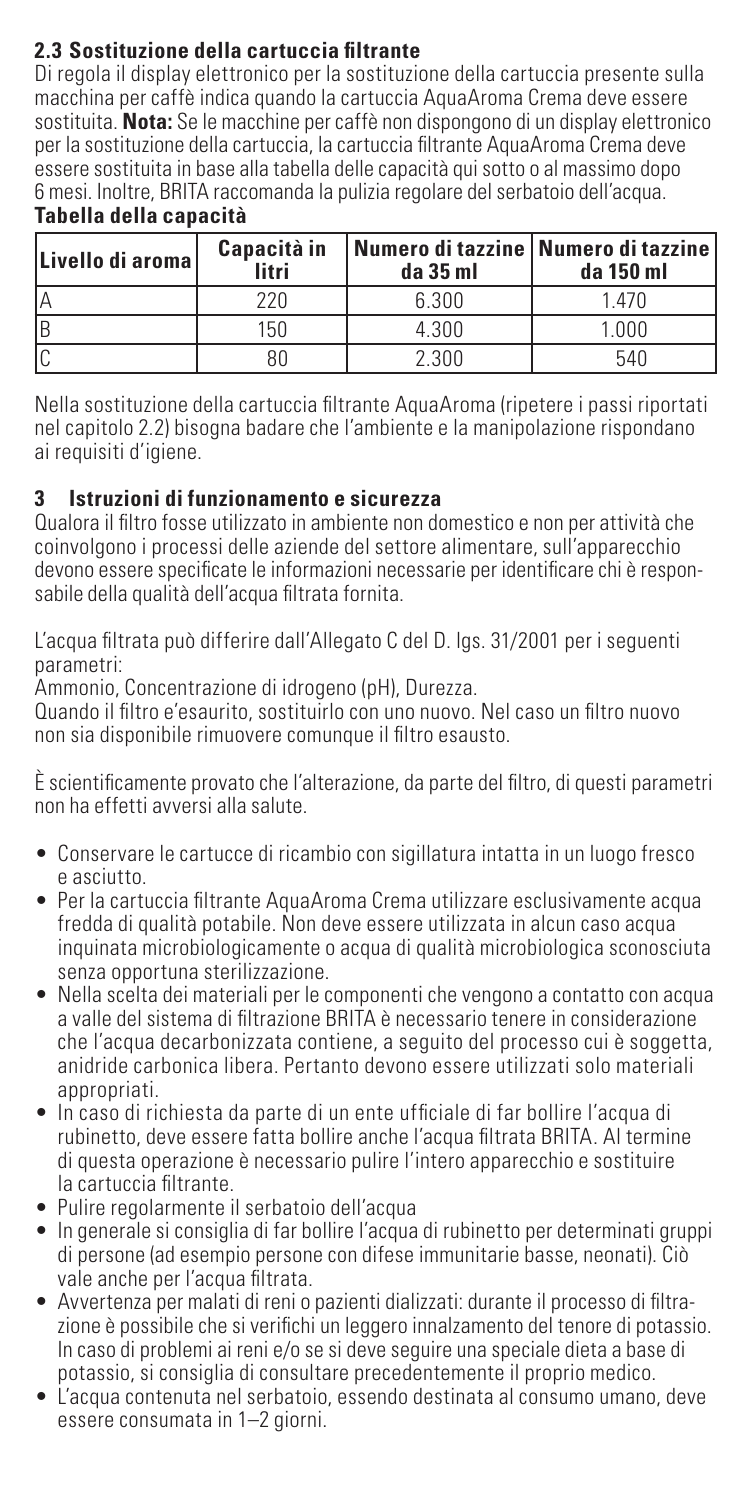## 2.3 Sostituzione della cartuccia filtrante

Di regola il display elettronico per la sostituzione della cartuccia presente sulla macchina per caffè indica quando la cartuccia AquaAroma Crema deve essere sostituita. **Nota:** Se le macchine per caffè non dispongono di un display elettronico per la sostituzione della cartuccia, la cartuccia filtrante AquaAroma Crema deve essere sostituita in base alla tabella delle capacità qui sotto o al massimo dopo 6 mesi. Inoltre, BRITA raccomanda la pulizia regolare del serbatoio dell'acqua.

**Tabella della capacità**

| Livello di aroma | Capacità in litri | Numero di tazzine da 35 ml | Numero di tazzine da 150 ml |
|---|---|---|---|
| A | 220 | 6.300 | 1.470 |
| B | 150 | 4.300 | 1.000 |
| C | 80 | 2.300 | 540 |

Nella sostituzione della cartuccia filtrante AquaAroma (ripetere i passi riportati nel capitolo 2.2) bisogna badare che l'ambiente e la manipolazione rispondano ai requisiti d'igiene.

## 3 Istruzioni di funzionamento e sicurezza

Qualora il filtro fosse utilizzato in ambiente non domestico e non per attività che coinvolgono i processi delle aziende del settore alimentare, sull'apparecchio devono essere specificate le informazioni necessarie per identificare chi è responsabile della qualità dell'acqua filtrata fornita.

L'acqua filtrata può differire dall'Allegato C del D. lgs. 31/2001 per i seguenti parametri:
Ammonio, Concentrazione di idrogeno (pH), Durezza.
Quando il filtro e'esaurito, sostituirlo con uno nuovo. Nel caso un filtro nuovo non sia disponibile rimuovere comunque il filtro esausto.

È scientificamente provato che l'alterazione, da parte del filtro, di questi parametri non ha effetti avversi alla salute.

- Conservare le cartucce di ricambio con sigillatura intatta in un luogo fresco e asciutto.
- Per la cartuccia filtrante AquaAroma Crema utilizzare esclusivamente acqua fredda di qualità potabile. Non deve essere utilizzata in alcun caso acqua inquinata microbiologicamente o acqua di qualità microbiologica sconosciuta senza opportuna sterilizzazione.
- Nella scelta dei materiali per le componenti che vengono a contatto con acqua a valle del sistema di filtrazione BRITA è necessario tenere in considerazione che l'acqua decarbonizzata contiene, a seguito del processo cui è soggetta, anidride carbonica libera. Pertanto devono essere utilizzati solo materiali appropriati.
- In caso di richiesta da parte di un ente ufficiale di far bollire l'acqua di rubinetto, deve essere fatta bollire anche l'acqua filtrata BRITA. Al termine di questa operazione è necessario pulire l'intero apparecchio e sostituire la cartuccia filtrante.
- Pulire regolarmente il serbatoio dell'acqua
- In generale si consiglia di far bollire l'acqua di rubinetto per determinati gruppi di persone (ad esempio persone con difese immunitarie basse, neonati). Ciò vale anche per l'acqua filtrata.
- Avvertenza per malati di reni o pazienti dializzati: durante il processo di filtrazione è possibile che si verifichi un leggero innalzamento del tenore di potassio. In caso di problemi ai reni e/o se si deve seguire una speciale dieta a base di potassio, si consiglia di consultare precedentemente il proprio medico.
- L'acqua contenuta nel serbatoio, essendo destinata al consumo umano, deve essere consumata in 1–2 giorni.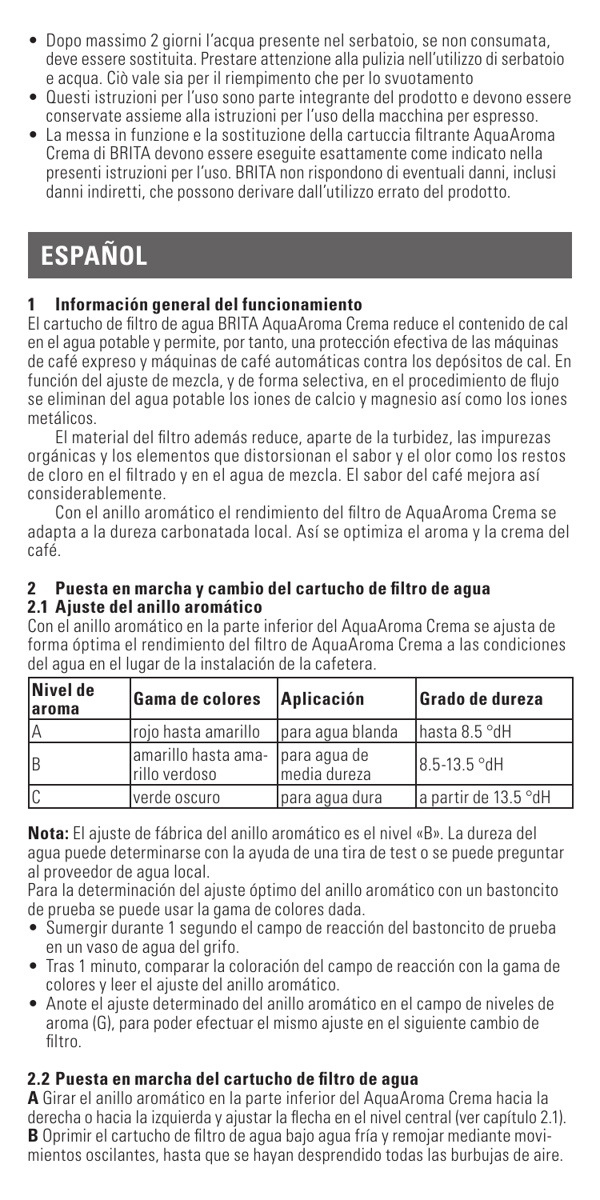- Dopo massimo 2 giorni l'acqua presente nel serbatoio, se non consumata, deve essere sostituita. Prestare attenzione alla pulizia nell'utilizzo di serbatoio e acqua. Ciò vale sia per il riempimento che per lo svuotamento
- Questi istruzioni per l'uso sono parte integrante del prodotto e devono essere conservate assieme alla istruzioni per l'uso della macchina per espresso.
- La messa in funzione e la sostituzione della cartuccia filtrante AquaAroma Crema di BRITA devono essere eseguite esattamente come indicato nella presenti istruzioni per l'uso. BRITA non rispondono di eventuali danni, inclusi danni indiretti, che possono derivare dall'utilizzo errato del prodotto.

# ESPAÑOL

## 1 Información general del funcionamiento

El cartucho de filtro de agua BRITA AquaAroma Crema reduce el contenido de cal en el agua potable y permite, por tanto, una protección efectiva de las máquinas de café expreso y máquinas de café automáticas contra los depósitos de cal. En función del ajuste de mezcla, y de forma selectiva, en el procedimiento de flujo se eliminan del agua potable los iones de calcio y magnesio así como los iones metálicos.

El material del filtro además reduce, aparte de la turbidez, las impurezas orgánicas y los elementos que distorsionan el sabor y el olor como los restos de cloro en el filtrado y en el agua de mezcla. El sabor del café mejora así considerablemente.

Con el anillo aromático el rendimiento del filtro de AquaAroma Crema se adapta a la dureza carbonatada local. Así se optimiza el aroma y la crema del café.

## 2 Puesta en marcha y cambio del cartucho de filtro de agua

### 2.1 Ajuste del anillo aromático

Con el anillo aromático en la parte inferior del AquaAroma Crema se ajusta de forma óptima el rendimiento del filtro de AquaAroma Crema a las condiciones del agua en el lugar de la instalación de la cafetera.

| Nivel de aroma | Gama de colores | Aplicación | Grado de dureza |
|---|---|---|---|
| A | rojo hasta amarillo | para agua blanda | hasta 8.5 °dH |
| B | amarillo hasta amarillo verdoso | para agua de media dureza | 8.5-13.5 °dH |
| C | verde oscuro | para agua dura | a partir de 13.5 °dH |

**Nota:** El ajuste de fábrica del anillo aromático es el nivel «B». La dureza del agua puede determinarse con la ayuda de una tira de test o se puede preguntar al proveedor de agua local.

Para la determinación del ajuste óptimo del anillo aromático con un bastoncito de prueba se puede usar la gama de colores dada.

- Sumergir durante 1 segundo el campo de reacción del bastoncito de prueba en un vaso de agua del grifo.
- Tras 1 minuto, comparar la coloración del campo de reacción con la gama de colores y leer el ajuste del anillo aromático.
- Anote el ajuste determinado del anillo aromático en el campo de niveles de aroma (G), para poder efectuar el mismo ajuste en el siguiente cambio de filtro.

### 2.2 Puesta en marcha del cartucho de filtro de agua

**A** Girar el anillo aromático en la parte inferior del AquaAroma Crema hacia la derecha o hacia la izquierda y ajustar la flecha en el nivel central (ver capítulo 2.1).
**B** Oprimir el cartucho de filtro de agua bajo agua fría y remojar mediante movimientos oscilantes, hasta que se hayan desprendido todas las burbujas de aire.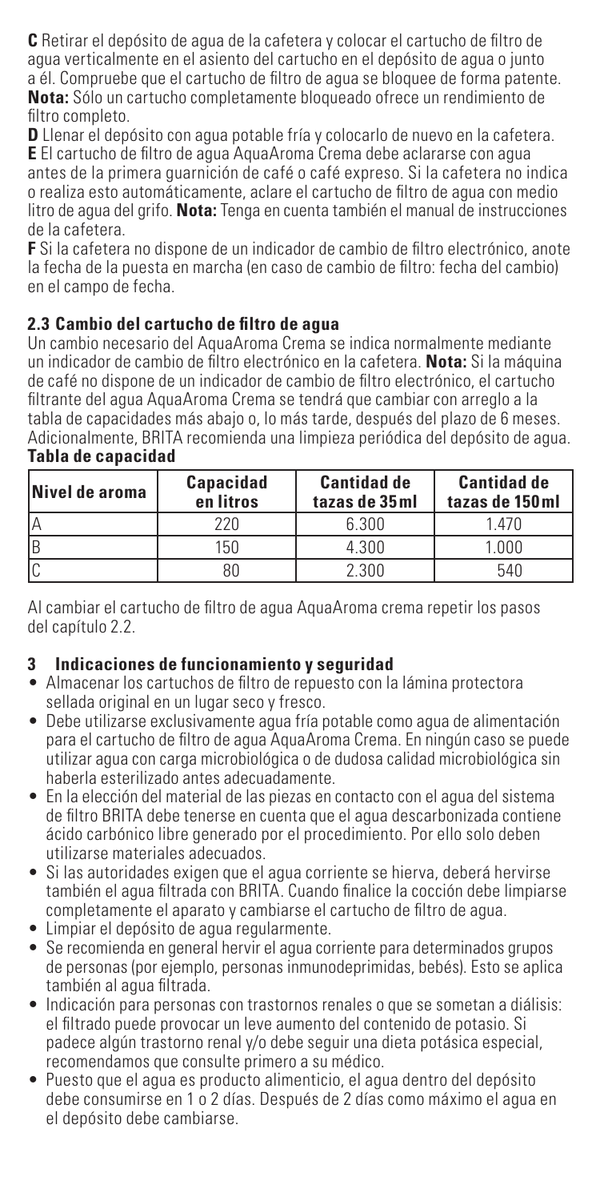**C** Retirar el depósito de agua de la cafetera y colocar el cartucho de filtro de agua verticalmente en el asiento del cartucho en el depósito de agua o junto a él. Compruebe que el cartucho de filtro de agua se bloquee de forma patente. **Nota:** Sólo un cartucho completamente bloqueado ofrece un rendimiento de filtro completo.

**D** Llenar el depósito con agua potable fría y colocarlo de nuevo en la cafetera.

**E** El cartucho de filtro de agua AquaAroma Crema debe aclararse con agua antes de la primera guarnición de café o café expreso. Si la cafetera no indica o realiza esto automáticamente, aclare el cartucho de filtro de agua con medio litro de agua del grifo. **Nota:** Tenga en cuenta también el manual de instrucciones de la cafetera.

**F** Si la cafetera no dispone de un indicador de cambio de filtro electrónico, anote la fecha de la puesta en marcha (en caso de cambio de filtro: fecha del cambio) en el campo de fecha.

### 2.3 Cambio del cartucho de filtro de agua

Un cambio necesario del AquaAroma Crema se indica normalmente mediante un indicador de cambio de filtro electrónico en la cafetera. **Nota:** Si la máquina de café no dispone de un indicador de cambio de filtro electrónico, el cartucho filtrante del agua AquaAroma Crema se tendrá que cambiar con arreglo a la tabla de capacidades más abajo o, lo más tarde, después del plazo de 6 meses. Adicionalmente, BRITA recomienda una limpieza periódica del depósito de agua.

**Tabla de capacidad**

| Nivel de aroma | Capacidad en litros | Cantidad de tazas de 35 ml | Cantidad de tazas de 150 ml |
|---|---|---|---|
| A | 220 | 6.300 | 1.470 |
| B | 150 | 4.300 | 1.000 |
| C | 80 | 2.300 | 540 |

Al cambiar el cartucho de filtro de agua AquaAroma crema repetir los pasos del capítulo 2.2.

## 3 Indicaciones de funcionamiento y seguridad

- Almacenar los cartuchos de filtro de repuesto con la lámina protectora sellada original en un lugar seco y fresco.
- Debe utilizarse exclusivamente agua fría potable como agua de alimentación para el cartucho de filtro de agua AquaAroma Crema. En ningún caso se puede utilizar agua con carga microbiológica o de dudosa calidad microbiológica sin haberla esterilizado antes adecuadamente.
- En la elección del material de las piezas en contacto con el agua del sistema de filtro BRITA debe tenerse en cuenta que el agua descarbonizada contiene ácido carbónico libre generado por el procedimiento. Por ello solo deben utilizarse materiales adecuados.
- Si las autoridades exigen que el agua corriente se hierva, deberá hervirse también el agua filtrada con BRITA. Cuando finalice la cocción debe limpiarse completamente el aparato y cambiarse el cartucho de filtro de agua.
- Limpiar el depósito de agua regularmente.
- Se recomienda en general hervir el agua corriente para determinados grupos de personas (por ejemplo, personas inmunodeprimidas, bebés). Esto se aplica también al agua filtrada.
- Indicación para personas con trastornos renales o que se sometan a diálisis: el filtrado puede provocar un leve aumento del contenido de potasio. Si padece algún trastorno renal y/o debe seguir una dieta potásica especial, recomendamos que consulte primero a su médico.
- Puesto que el agua es producto alimenticio, el agua dentro del depósito debe consumirse en 1 o 2 días. Después de 2 días como máximo el agua en el depósito debe cambiarse.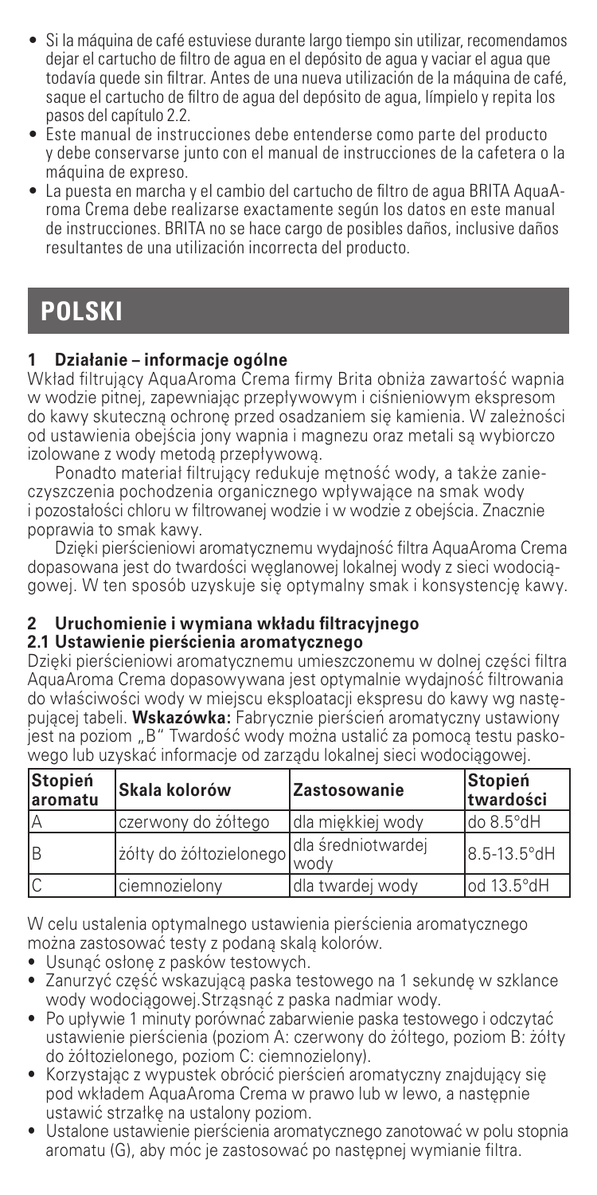- Si la máquina de café estuviese durante largo tiempo sin utilizar, recomendamos dejar el cartucho de filtro de agua en el depósito de agua y vaciar el agua que todavía quede sin filtrar. Antes de una nueva utilización de la máquina de café, saque el cartucho de filtro de agua del depósito de agua, límpielo y repita los pasos del capítulo 2.2.
- Este manual de instrucciones debe entenderse como parte del producto y debe conservarse junto con el manual de instrucciones de la cafetera o la máquina de expreso.
- La puesta en marcha y el cambio del cartucho de filtro de agua BRITA AquaAroma Crema debe realizarse exactamente según los datos en este manual de instrucciones. BRITA no se hace cargo de posibles daños, inclusive daños resultantes de una utilización incorrecta del producto.

# POLSKI

## 1 Działanie – informacje ogólne

Wkład filtrujący AquaAroma Crema firmy Brita obniża zawartość wapnia w wodzie pitnej, zapewniając przepływowym i ciśnieniowym ekspresom do kawy skuteczną ochronę przed osadzaniem się kamienia. W zależności od ustawienia obejścia jony wapnia i magnezu oraz metali są wybiorczo izolowane z wody metodą przepływową.

Ponadto materiał filtrujący redukuje mętność wody, a także zanieczyszczenia pochodzenia organicznego wpływające na smak wody i pozostałości chloru w filtrowanej wodzie i w wodzie z obejścia. Znacznie poprawia to smak kawy.

Dzięki pierścieniowi aromatycznemu wydajność filtra AquaAroma Crema dopasowana jest do twardości węglanowej lokalnej wody z sieci wodociągowej. W ten sposób uzyskuje się optymalny smak i konsystencję kawy.

## 2 Uruchomienie i wymiana wkładu filtracyjnego

### 2.1 Ustawienie pierścienia aromatycznego

Dzięki pierścieniowi aromatycznemu umieszczonemu w dolnej części filtra AquaAroma Crema dopasowywana jest optymalnie wydajność filtrowania do właściwości wody w miejscu eksploatacji ekspresu do kawy wg następującej tabeli. **Wskazówka:** Fabrycznie pierścień aromatyczny ustawiony jest na poziom „B" Twardość wody można ustalić za pomocą testu paskowego lub uzyskać informacje od zarządu lokalnej sieci wodociągowej.

| Stopień aromatu | Skala kolorów | Zastosowanie | Stopień twardości |
|---|---|---|---|
| A | czerwony do żółtego | dla miękkiej wody | do 8.5°dH |
| B | żółty do żółtozielonego | dla średniotwardej wody | 8.5-13.5°dH |
| C | ciemnozielony | dla twardej wody | od 13.5°dH |

W celu ustalenia optymalnego ustawienia pierścienia aromatycznego można zastosować testy z podaną skalą kolorów.

- Usunąć osłonę z pasków testowych.
- Zanurzyć część wskazującą paska testowego na 1 sekundę w szklance wody wodociągowej.Strząsnąć z paska nadmiar wody.
- Po upływie 1 minuty porównać zabarwienie paska testowego i odczytać ustawienie pierścienia (poziom A: czerwony do żółtego, poziom B: żółty do żółtozielonego, poziom C: ciemnozielony).
- Korzystając z wypustek obrócić pierścień aromatyczny znajdujący się pod wkładem AquaAroma Crema w prawo lub w lewo, a następnie ustawić strzałkę na ustalony poziom.
- Ustalone ustawienie pierścienia aromatycznego zanotować w polu stopnia aromatu (G), aby móc je zastosować po następnej wymianie filtra.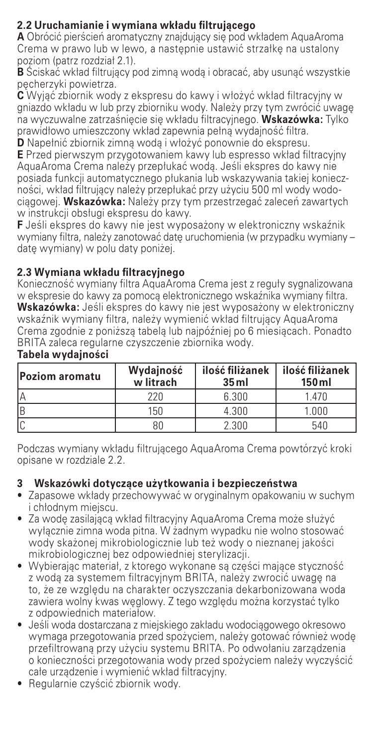## 2.2 Uruchamianie i wymiana wkładu filtrującego

**A** Obrócić pierścień aromatyczny znajdujący się pod wkładem AquaAroma Crema w prawo lub w lewo, a następnie ustawić strzałkę na ustalony poziom (patrz rozdział 2.1).

**B** Ściskać wkład filtrujący pod zimną wodą i obracać, aby usunąć wszystkie pęcherzyki powietrza.

**C** Wyjąć zbiornik wody z ekspresu do kawy i włożyć wkład filtracyjny w gniazdo wkładu w lub przy zbiorniku wody. Należy przy tym zwrócić uwagę na wyczuwalne zatrzaśnięcie się wkładu filtracyjnego. **Wskazówka:** Tylko prawidłowo umieszczony wkład zapewnia pełną wydajność filtra.

**D** Napełnić zbiornik zimną wodą i włożyć ponownie do ekspresu.

**E** Przed pierwszym przygotowaniem kawy lub espresso wkład filtracyjny AquaAroma Crema należy przepłukać wodą. Jeśli ekspres do kawy nie posiada funkcji automatycznego płukania lub wskazywania takiej konieczności, wkład filtrujący należy przepłukać przy użyciu 500 ml wody wodociągowej. **Wskazówka:** Należy przy tym przestrzegać zaleceń zawartych w instrukcji obsługi ekspresu do kawy.

**F** Jeśli ekspres do kawy nie jest wyposażony w elektroniczny wskaźnik wymiany filtra, należy zanotować datę uruchomienia (w przypadku wymiany – datę wymiany) w polu daty poniżej.

## 2.3 Wymiana wkładu filtracyjnego

Konieczność wymiany filtra AquaAroma Crema jest z reguły sygnalizowana w ekspresie do kawy za pomocą elektronicznego wskaźnika wymiany filtra. **Wskazówka:** Jeśli ekspres do kawy nie jest wyposażony w elektroniczny wskaźnik wymiany filtra, należy wymienić wkład filtrujący AquaAroma Crema zgodnie z poniższą tabelą lub najpóźniej po 6 miesiącach. Ponadto BRITA zaleca regularne czyszczenie zbiornika wody.

**Tabela wydajności**

| Poziom aromatu | Wydajność w litrach | ilość filiżanek 35 ml | ilość filiżanek 150 ml |
|---|---|---|---|
| A | 220 | 6.300 | 1.470 |
| B | 150 | 4.300 | 1.000 |
| C | 80 | 2.300 | 540 |

Podczas wymiany wkładu filtrującego AquaAroma Crema powtórzyć kroki opisane w rozdziale 2.2.

## 3 Wskazówki dotyczące użytkowania i bezpieczeństwa

- Zapasowe wkłady przechowywać w oryginalnym opakowaniu w suchym i chłodnym miejscu.
- Za wodę zasilającą wkład filtracyjny AquaAroma Crema może służyć wyłącznie zimna woda pitna. W żadnym wypadku nie wolno stosować wody skażonej mikrobiologicznie lub też wody o nieznanej jakości mikrobiologicznej bez odpowiedniej sterylizacji.
- Wybierając materiał, z którego wykonane są części mające styczność z wodą za systemem filtracyjnym BRITA, należy zwrócić uwagę na to, że ze względu na charakter oczyszczania dekarbonizowana woda zawiera wolny kwas węglowy. Z tego względu można korzystać tylko z odpowiednich materiałów.
- Jeśli woda dostarczana z miejskiego zakładu wodociągowego okresowo wymaga przegotowania przed spożyciem, należy gotować również wodę przefiltrowaną przy użyciu systemu BRITA. Po odwołaniu zarządzenia o konieczności przegotowania wody przed spożyciem należy wyczyścić całe urządzenie i wymienić wkład filtracyjny.
- Regularnie czyścić zbiornik wody.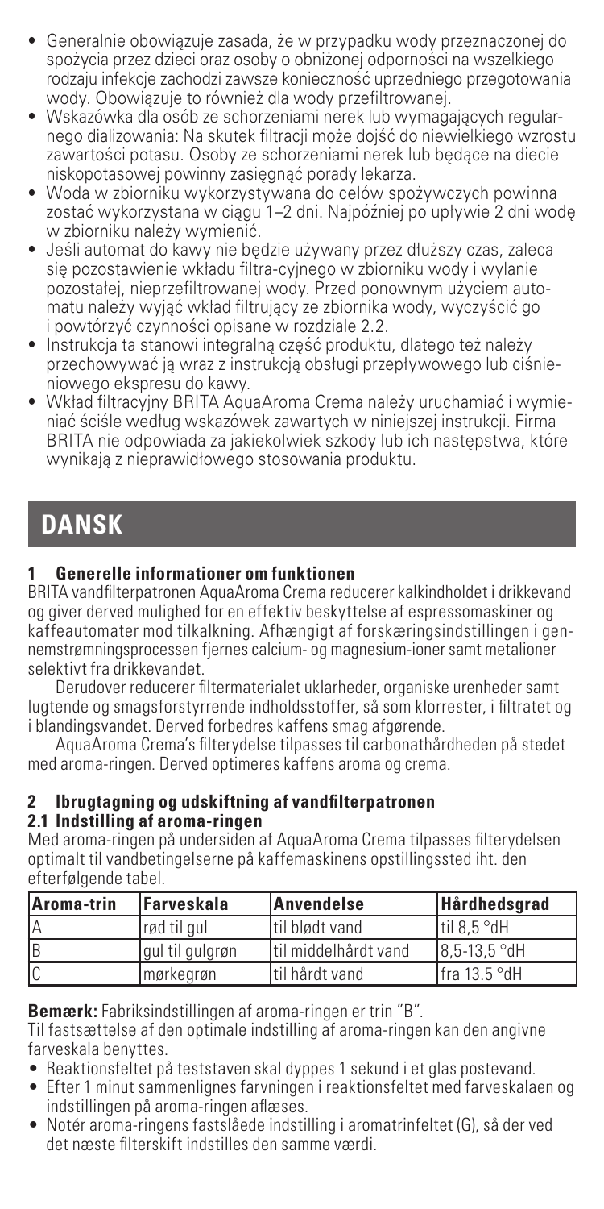- Generalnie obowiązuje zasada, że w przypadku wody przeznaczonej do spożycia przez dzieci oraz osoby o obniżonej odporności na wszelkiego rodzaju infekcje zachodzi zawsze konieczność uprzedniego przegotowania wody. Obowiązuje to również dla wody przefiltrowanej.
- Wskazówka dla osób ze schorzeniami nerek lub wymagających regularnego dializowania: Na skutek filtracji może dojść do niewielkiego wzrostu zawartości potasu. Osoby ze schorzeniami nerek lub będące na diecie niskopotasowej powinny zasięgnąć porady lekarza.
- Woda w zbiorniku wykorzystywana do celów spożywczych powinna zostać wykorzystana w ciągu 1–2 dni. Najpóźniej po upływie 2 dni wodę w zbiorniku należy wymienić.
- Jeśli automat do kawy nie będzie używany przez dłuższy czas, zaleca się pozostawienie wkładu filtra-cyjnego w zbiorniku wody i wylanie pozostałej, nieprzefiltrowanej wody. Przed ponownym użyciem automatu należy wyjąć wkład filtrujący ze zbiornika wody, wyczyścić go i powtórzyć czynności opisane w rozdziale 2.2.
- Instrukcja ta stanowi integralną część produktu, dlatego też należy przechowywać ją wraz z instrukcją obsługi przepływowego lub ciśnieniowego ekspresu do kawy.
- Wkład filtracyjny BRITA AquaAroma Crema należy uruchamiać i wymieniać ściśle według wskazówek zawartych w niniejszej instrukcji. Firma BRITA nie odpowiada za jakiekolwiek szkody lub ich następstwa, które wynikają z nieprawidłowego stosowania produktu.

# DANSK

## 1 Generelle informationer om funktionen

BRITA vandfilterpatronen AquaAroma Crema reducerer kalkindholdet i drikkevand og giver derved mulighed for en effektiv beskyttelse af espressomaskiner og kaffeautomater mod tilkalkning. Afhængigt af forskæringsindstillingen i gennemstrømningsprocessen fjernes calcium- og magnesium-ioner samt metalioner selektivt fra drikkevandet.

Derudover reducerer filtermaterialet uklarheder, organiske urenheder samt lugtende og smagsforstyrrende indholdsstoffer, så som klorrester, i filtratet og i blandingsvandet. Dervet forbedres kaffens smag afgørende.

AquaAroma Crema's filterydelse tilpasses til carbonathårdheden på stedet med aroma-ringen. Derved optimeres kaffens aroma og crema.

## 2 Ibrugtagning og udskiftning af vandfilterpatronen

### 2.1 Indstilling af aroma-ringen

Med aroma-ringen på undersiden af AquaAroma Crema tilpasses filterydelsen optimalt til vandbetingelserne på kaffemaskinens opstillingssted iht. den efterfølgende tabel.

| Aroma-trin | Farveskala | Anvendelse | Hårdhedsgrad |
|---|---|---|---|
| A | rød til gul | til blødt vand | til 8,5 °dH |
| B | gul til gulgrøn | til middelhårdt vand | 8,5-13,5 °dH |
| C | mørkegrøn | til hårdt vand | fra 13.5 °dH |

**Bemærk:** Fabriksindstillingen af aroma-ringen er trin "B".

Til fastsættelse af den optimale indstilling af aroma-ringen kan den angivne farveskala benyttes.

- Reaktionsfeltet på teststaven skal dyppes 1 sekund i et glas postevand.
- Efter 1 minut sammenlignes farvningen i reaktionsfeltet med farveskalaen og indstillingen på aroma-ringen aflæses.
- Notér aroma-ringens fastslåede indstilling i aromatrinfeltet (G), så der ved det næste filterskift indstilles den samme værdi.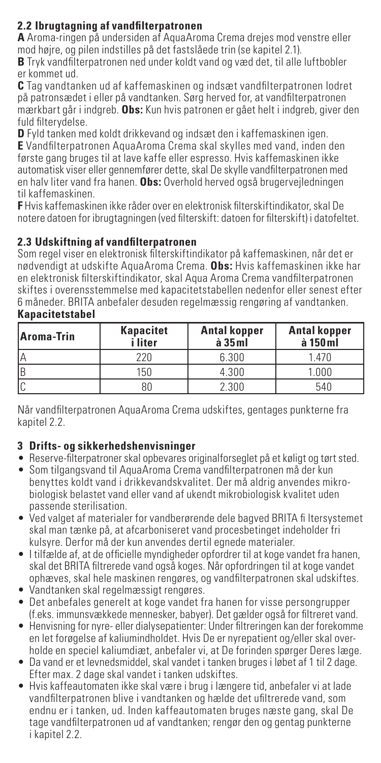## 2.2 Ibrugtagning af vandfilterpatronen

**A** Aroma-ringen på undersiden af AquaAroma Crema drejes mod venstre eller mod højre, og pilen indstilles på det fastslåede trin (se kapitel 2.1).

**B** Tryk vandfilterpatronen ned under koldt vand og væd det, til alle luftbobler er kommet ud.

**C** Tag vandtanken ud af kaffemaskinen og indsæt vandfilterpatronen lodret på patronsædet i eller på vandtanken. Sørg herved for, at vandfilterpatronen mærkbart går i indgreb. **Obs:** Kun hvis patronen er gået helt i indgreb, giver den fuld filterydelse.

**D** Fyld tanken med koldt drikkevand og indsæt den i kaffemaskinen igen.

**E** Vandfilterpatronen AquaAroma Crema skal skylles med vand, inden den første gang bruges til at lave kaffe eller espresso. Hvis kaffemaskinen ikke automatisk viser eller gennemfører dette, skal De skylle vandfilterpatronen med en halv liter vand fra hanen. **Obs:** Overhold herved også brugervejledningen til kaffemaskinen.

**F** Hvis kaffemaskinen ikke råder over en elektronisk filterskiftindikator, skal De notere datoen for ibrugtagningen (ved filterskift: datoen for filterskift) i datofeltet.

## 2.3 Udskiftning af vandfilterpatronen

Som regel viser en elektronisk filterskiftindikator på kaffemaskinen, når det er nødvendigt at udskifte AquaAroma Crema. **Obs:** Hvis kaffemaskinen ikke har en elektronisk filterskiftindikator, skal Aqua Aroma Crema vandfilterpatronen skiftes i overensstemmelse med kapacitetstabellen nedenfor eller senest efter 6 måneder. BRITA anbefaler desuden regelmæssig rengøring af vandtanken.

**Kapacitetstabel**

| Aroma-Trin | Kapacitet i liter | Antal kopper à 35 ml | Antal kopper à 150 ml |
|---|---|---|---|
| A | 220 | 6.300 | 1.470 |
| B | 150 | 4.300 | 1.000 |
| C | 80 | 2.300 | 540 |

Når vandfilterpatronen AquaAroma Crema udskiftes, gentages punkterne fra kapitel 2.2.

## 3 Drifts- og sikkerhedshenvisninger

- Reserve-filterpatroner skal opbevares originalforseglet på et køligt og tørt sted.
- Som tilgangsvand til AquaAroma Crema vandfilterpatronen må der kun benyttes koldt vand i drikkevandskvalitet. Der må aldrig anvendes mikrobiologisk belastet vand eller vand af ukendt mikrobiologisk kvalitet uden passende sterilisation.
- Ved valget af materialer for vandberørende dele bagved BRITA fi ltersystemet skal man tænke på, at afcarboniseret vand procesbetinget indeholder fri kulsyre. Derfor må der kun anvendes dertil egnede materialer.
- I tilfælde af, at de officielle myndigheder opfordrer til at koge vandet fra hanen, skal det BRITA filtrerede vand også koges. Når opfordringen til at koge vandet ophæves, skal hele maskinen rengøres, og vandfilterpatronen skal udskiftes.
- Vandtanken skal regelmæssigt rengøres.
- Det anbefales generelt at koge vandet fra hanen for visse persongrupper (f.eks. immunsvækkede mennesker, babyer). Det gælder også for filtreret vand.
- Henvisning for nyre- eller dialysepatienter: Under filtreringen kan der forekomme en let forøgelse af kaliumindholdet. Hvis De er nyrepatient og/eller skal overholde en speciel kaliumdiæt, anbefaler vi, at De forinden spørger Deres læge.
- Da vand er et levnedsmiddel, skal vandet i tanken bruges i løbet af 1 til 2 dage. Efter max. 2 dage skal vandet i tanken udskiftes.
- Hvis kaffeautomaten ikke skal være i brug i længere tid, anbefaler vi at lade vandfilterpatronen blive i vandtanken og hælde det ufiltrerede vand, som endnu er i tanken, ud. Inden kaffeautomaten bruges næste gang, skal De tage vandfilterpatronen ud af vandtanken; rengør den og gentag punkterne i kapitel 2.2.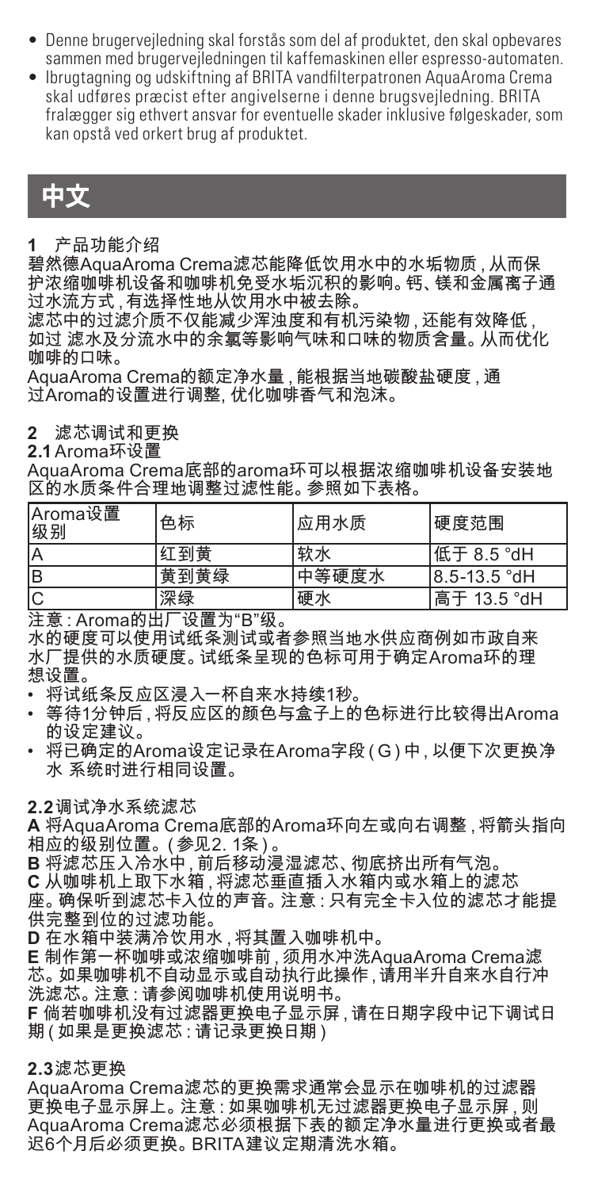- Denne brugervejledning skal forstås som del af produktet, den skal opbevares sammen med brugervejledningen til kaffemaskinen eller espresso-automaten.
- Ibrugtagning og udskiftning af BRITA vandfilterpatronen AquaAroma Crema skal udføres præcist efter angivelserne i denne brugsvejledning. BRITA fralægger sig ethvert ansvar for eventuelle skader inklusive følgeskader, som kan opstå ved orkert brug af produktet.

# 中文

**1** 产品功能介绍

碧然德AquaAroma Crema滤芯能降低饮用水中的水垢物质，从而保护浓缩咖啡机设备和咖啡机免受水垢沉积的影响。钙、镁和金属离子通过水流方式，有选择性地从饮用水中被去除。

滤芯中的过滤介质不仅能减少浑浊度和有机污染物，还能有效降低，如过 滤水及分流水中的余氯等影响气味和口味的物质含量。从而优化咖啡的口味。

AquaAroma Crema的额定净水量，能根据当地碳酸盐硬度，通过Aroma的设置进行调整, 优化咖啡香气和泡沫。

**2** 滤芯调试和更换

**2.1** Aroma环设置

AquaAroma Crema底部的aroma环可以根据浓缩咖啡机设备安装地区的水质条件合理地调整过滤性能。参照如下表格。

| Aroma设置级别 | 色标 | 应用水质 | 硬度范围 |
|---|---|---|---|
| A | 红到黄 | 软水 | 低于 8.5 °dH |
| B | 黄到黄绿 | 中等硬度水 | 8.5-13.5 °dH |
| C | 深绿 | 硬水 | 高于 13.5 °dH |

注意：Aroma的出厂设置为"B"级。

水的硬度可以使用试纸条测试或者参照当地水供应商例如市政自来水厂提供的水质硬度。试纸条呈现的色标可用于确定Aroma环的理想设置。

- 将试纸条反应区浸入一杯自来水持续1秒。
- 等待1分钟后，将反应区的颜色与盒子上的色标进行比较得出Aroma的设定建议。
- 将已确定的Aroma设定记录在Aroma字段（G）中，以便下次更换净水 系统时进行相同设置。

**2.2** 调试净水系统滤芯

**A** 将AquaAroma Crema底部的Aroma环向左或向右调整，将箭头指向相应的级别位置。（参见2. 1条）。

**B** 将滤芯压入冷水中，前后移动浸湿滤芯、彻底挤出所有气泡。

**C** 从咖啡机上取下水箱，将滤芯垂直插入水箱内或水箱上的滤芯座。确保听到滤芯卡入位的声音。注意：只有完全卡入位的滤芯才能提供完整到位的过滤功能。

**D** 在水箱中装满冷饮用水，将其置入咖啡机中。

**E** 制作第一杯咖啡或浓缩咖啡前，须用水冲洗AquaAroma Crema滤芯。如果咖啡机不自动显示或自动执行此操作，请用半升自来水自行冲洗滤芯。注意：请参阅咖啡机使用说明书。

**F** 倘若咖啡机没有过滤器更换电子显示屏，请在日期字段中记下调试日期（如果是更换滤芯：请记录更换日期）

**2.3** 滤芯更换

AquaAroma Crema滤芯的更换需求通常会显示在咖啡机的过滤器更换电子显示屏上。注意：如果咖啡机无过滤器更换电子显示屏，则AquaAroma Crema滤芯必须根据下表的额定净水量进行更换或者最迟6个月后必须更换。BRITA建议定期清洗水箱。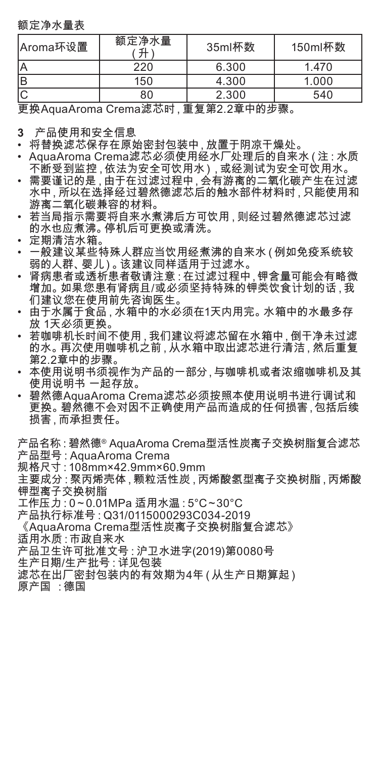额定净水量表

| Aroma环设置 | 额定净水量（升） | 35ml杯数 | 150ml杯数 |
| --- | --- | --- | --- |
| A | 220 | 6.300 | 1.470 |
| B | 150 | 4.300 | 1.000 |
| C | 80 | 2.300 | 540 |

更换AquaAroma Crema滤芯时，重复第2.2章中的步骤。

## 3 产品使用和安全信息

- 将替换滤芯保存在原始密封包装中，放置于阴凉干燥处。
- AquaAroma Crema滤芯必须使用经水厂处理后的自来水（注：水质不断受到监控，依法为安全可饮用水），或经测试为安全可饮用水。
- 需要谨记的是，由于在过滤过程中，会有游离的二氧化碳产生在过滤水中，所以在选择经过碧然德滤芯后的触水部件材料时，只能使用和游离二氧化碳兼容的材料。
- 若当局指示需要将自来水煮沸后方可饮用，则经过碧然德滤芯过滤的水也应煮沸。停机后可更换或清洗。
- 定期清洁水箱。
- 一般建议某些特殊人群应当饮用经煮沸的自来水（例如免疫系统较弱的人群、婴儿）。该建议同样适用于过滤水。
- 肾病患者或透析患者敬请注意：在过滤过程中，钾含量可能会有略微增加。如果您患有肾病且/或必须坚持特殊的钾类饮食计划的话，我们建议您在使用前先咨询医生。
- 由于水属于食品，水箱中的水必须在1天内用完。水箱中的水最多存放 1天必须更换。
- 若咖啡机长时间不使用，我们建议将滤芯留在水箱中，倒干净未过滤的水。再次使用咖啡机之前，从水箱中取出滤芯进行清洁，然后重复第2.2章中的步骤。
- 本使用说明书须视作为产品的一部分，与咖啡机或者浓缩咖啡机及其使用说明书 一起存放。
- 碧然德AquaAroma Crema滤芯必须按照本使用说明书进行调试和更换。碧然德不会对因不正确使用产品而造成的任何损害，包括后续损害，而承担责任。

产品名称：碧然德® AquaAroma Crema型活性炭离子交换树脂复合滤芯
产品型号：AquaAroma Crema
规格尺寸：108mm×42.9mm×60.9mm
主要成分：聚丙烯壳体，颗粒活性炭，丙烯酸氢型离子交换树脂，丙烯酸钾型离子交换树脂
工作压力：0～0.01MPa 适用水温：5°C～30°C
产品执行标准号：Q31/0115000293C034-2019
《AquaAroma Crema型活性炭离子交换树脂复合滤芯》
适用水质：市政自来水
产品卫生许可批准文号：沪卫水进字(2019)第0080号
生产日期/生产批号：详见包装
滤芯在出厂密封包装内的有效期为4年（从生产日期算起）
原产国 ：德国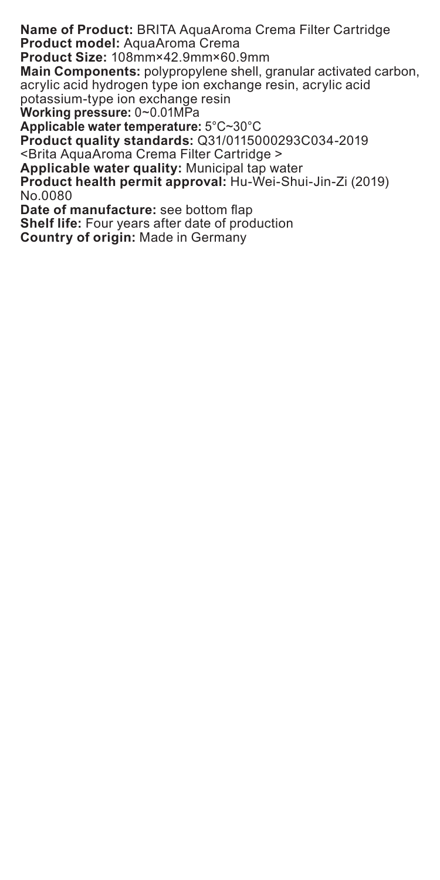**Name of Product:** BRITA AquaAroma Crema Filter Cartridge
**Product model:** AquaAroma Crema
**Product Size:** 108mm×42.9mm×60.9mm
**Main Components:** polypropylene shell, granular activated carbon, acrylic acid hydrogen type ion exchange resin, acrylic acid potassium-type ion exchange resin
**Working pressure:** 0~0.01MPa
**Applicable water temperature:** 5°C~30°C
**Product quality standards:** Q31/0115000293C034-2019 <Brita AquaAroma Crema Filter Cartridge >
**Applicable water quality:** Municipal tap water
**Product health permit approval:** Hu-Wei-Shui-Jin-Zi (2019) No.0080
**Date of manufacture:** see bottom flap
**Shelf life:** Four years after date of production
**Country of origin:** Made in Germany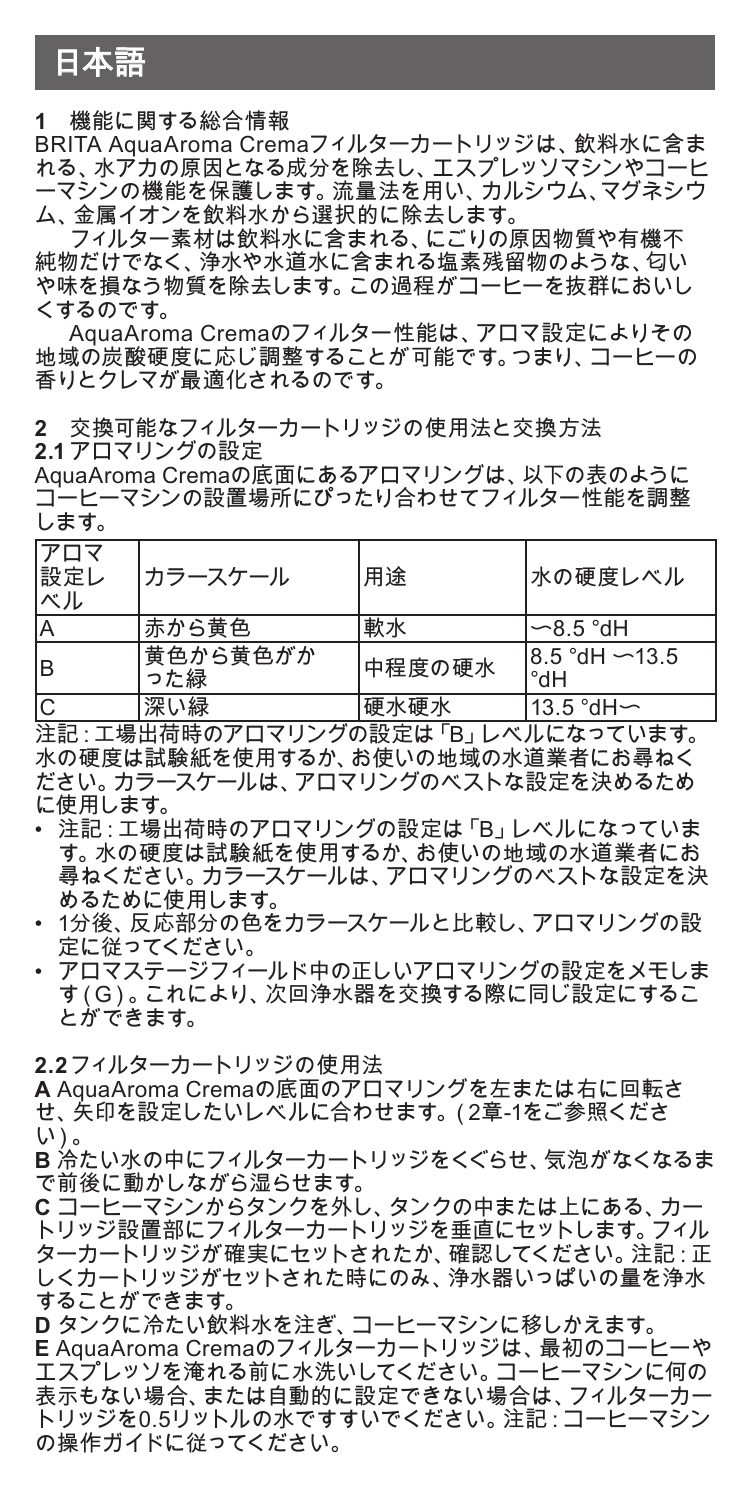# 日本語

**1** 機能に関する総合情報

BRITA AquaAroma Cremaフィルターカートリッジは、飲料水に含まれる、水アカの原因となる成分を除去し、エスプレッソマシンやコーヒーマシンの機能を保護します。流量法を用い、カルシウム、マグネシウム、金属イオンを飲料水から選択的に除去します。

フィルター素材は飲料水に含まれる、にごりの原因物質や有機不純物だけでなく、浄水や水道水に含まれる塩素残留物のような、匂いや味を損なう物質を除去します。この過程がコーヒーを抜群においしくするのです。

AquaAroma Cremaのフィルター性能は、アロマ設定によりその地域の炭酸硬度に応じ調整することが可能です。つまり、コーヒーの香りとクレマが最適化されるのです。

**2** 交換可能なフィルターカートリッジの使用法と交換方法

**2.1** アロマリングの設定

AquaAroma Cremaの底面にあるアロマリングは、以下の表のようにコーヒーマシンの設置場所にぴったり合わせてフィルター性能を調整します。

| アロマ設定レベル | カラースケール | 用途 | 水の硬度レベル |
|---|---|---|---|
| A | 赤から黄色 | 軟水 | ～8.5 °dH |
| B | 黄色から黄色がかった緑 | 中程度の硬水 | 8.5 °dH ～13.5 °dH |
| C | 深い緑 | 硬水硬水 | 13.5 °dH～ |

注記：工場出荷時のアロマリングの設定は「B」レベルになっています。水の硬度は試験紙を使用するか、お使いの地域の水道業者にお尋ねください。カラースケールは、アロマリングのベストな設定を決めるために使用します。

- 注記：工場出荷時のアロマリングの設定は「B」レベルになっています。水の硬度は試験紙を使用するか、お使いの地域の水道業者にお尋ねください。カラースケールは、アロマリングのベストな設定を決めるために使用します。
- 1分後、反応部分の色をカラースケールと比較し、アロマリングの設定に従ってください。
- アロマステージフィールド中の正しいアロマリングの設定をメモします（G）。これにより、次回浄水器を交換する際に同じ設定にすることができます。

**2.2** フィルターカートリッジの使用法

**A** AquaAroma Cremaの底面のアロマリングを左または右に回転させ、矢印を設定したいレベルに合わせます。（2章-1をご参照ください）。

**B** 冷たい水の中にフィルターカートリッジをくぐらせ、気泡がなくなるまで前後に動かしながら湿らせます。

**C** コーヒーマシンからタンクを外し、タンクの中または上にある、カートリッジ設置部にフィルターカートリッジを垂直にセットします。フィルターカートリッジが確実にセットされたか、確認してください。注記：正しくカートリッジがセットされた時にのみ、浄水器いっぱいの量を浄水することができます。

**D** タンクに冷たい飲料水を注ぎ、コーヒーマシンに移しかえます。

**E** AquaAroma Cremaのフィルターカートリッジは、最初のコーヒーやエスプレッソを淹れる前に水洗いしてください。コーヒーマシンに何の表示もない場合、または自動的に設定できない場合は、フィルターカートリッジを0.5リットルの水ですすいでください。注記：コーヒーマシンの操作ガイドに従ってください。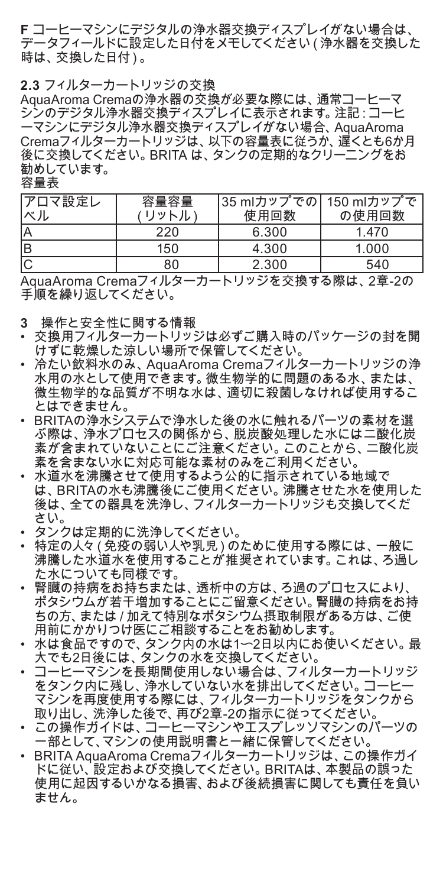**F** コーヒーマシンにデジタルの浄水器交換ディスプレイがない場合は、データフィールドに設定した日付をメモしてください ( 浄水器を交換した時は、交換した日付 ) 。

**2.3** フィルターカートリッジの交換

AquaAroma Cremaの浄水器の交換が必要な際には、通常コーヒーマシンのデジタル浄水器交換ディスプレイに表示されます。注記 : コーヒーマシンにデジタル浄水器交換ディスプレイがない場合、AquaAroma Cremaフィルターカートリッジは、以下の容量表に従うか、遅くとも6か月後に交換してください。BRITA は、タンクの定期的なクリーニングをお勧めしています。

容量表

| アロマ設定レベル | 容量容量 ( リットル ) | 35 mlカップでの使用回数 | 150 mlカップでの使用回数 |
|---|---|---|---|
| A | 220 | 6.300 | 1.470 |
| B | 150 | 4.300 | 1.000 |
| C | 80 | 2.300 | 540 |

AquaAroma Cremaフィルターカートリッジを交換する際は、2章-2の手順を繰り返してください。

**3** 操作と安全性に関する情報

- 交換用フィルターカートリッジは必ずご購入時のパッケージの封を開けずに乾燥した涼しい場所で保管してください。
- 冷たい飲料水のみ、AquaAroma Cremaフィルターカートリッジの浄水用の水として使用できます。微生物学的に問題のある水、または、微生物学的な品質が不明な水は、適切に殺菌しなければ使用することはできません。
- BRITAの浄水システムで浄水した後の水に触れるパーツの素材を選ぶ際は、浄水プロセスの関係から、脱炭酸処理した水には二酸化炭素が含まれていないことにご注意ください。このことから、二酸化炭素を含まない水に対応可能な素材のみをご利用ください。
- 水道水を沸騰させて使用するよう公的に指示されている地域では、BRITAの水も沸騰後にご使用ください。沸騰させた水を使用した後は、全ての器具を洗浄し、フィルターカートリッジも交換してください。
- タンクは定期的に洗浄してください。
- 特定の人々 ( 免疫の弱い人や乳児 ) のために使用する際には、一般に沸騰した水道水を使用することが推奨されています。これは、ろ過した水についても同様です。
- 腎臓の持病をお持ちまたは、透析中の方は、ろ過のプロセスにより、ポタシウムが若干増加することにご留意ください。腎臓の持病をお持ちの方、または / 加えて特別なポタシウム摂取制限がある方は、ご使用前にかかりつけ医にご相談することをお勧めします。
- 水は食品ですので、タンク内の水は1〜2日以内にお使いください。最大でも2日後には、タンクの水を交換してください。
- コーヒーマシンを長期間使用しない場合は、フィルターカートリッジをタンク内に残し、浄水していない水を排出してください。コーヒーマシンを再度使用する際には、フィルターカートリッジをタンクから取り出し、洗浄した後で、再び2章-2の指示に従ってください。
- この操作ガイドは、コーヒーマシンやエスプレッソマシンのパーツの一部として、マシンの使用説明書と一緒に保管してください。
- BRITA AquaAroma Cremaフィルターカートリッジは、この操作ガイドに従い、設定および交換してください。BRITAは、本製品の誤った使用に起因するいかなる損害、および後続損害に関しても責任を負いません。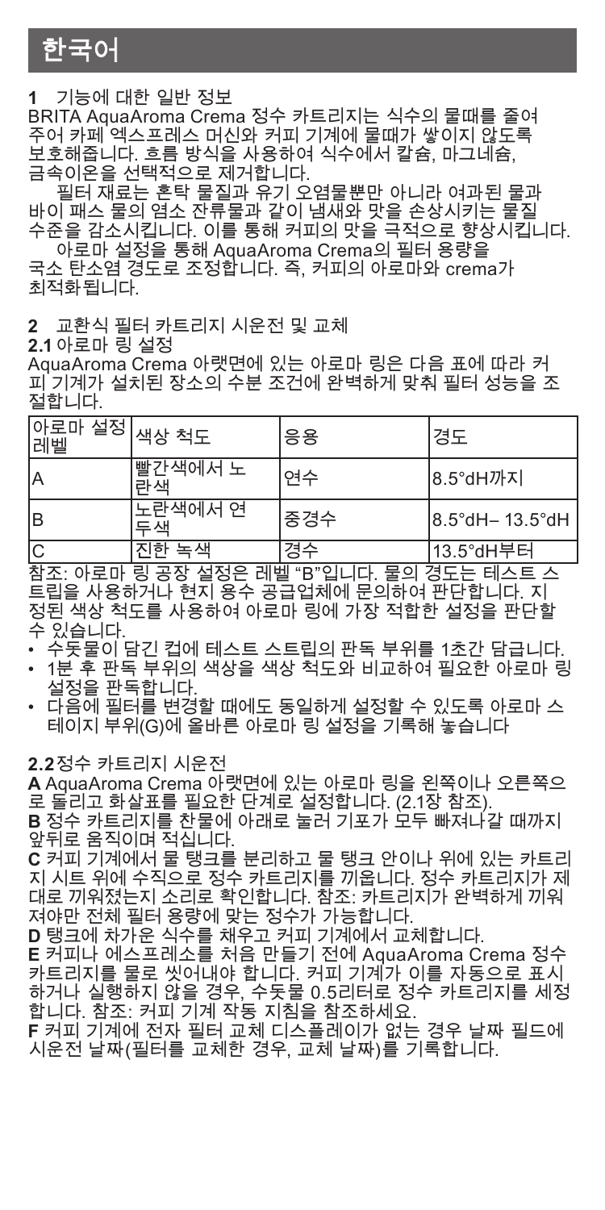# 한국어

**1** 기능에 대한 일반 정보

BRITA AquaAroma Crema 정수 카트리지는 식수의 물때를 줄여 주어 카페 엑스프레스 머신와 커피 기계에 물때가 쌓이지 않도록 보호해줍니다. 흐름 방식을 사용하여 식수에서 칼슘, 마그네슘, 금속이온을 선택적으로 제거합니다.

필터 재료는 혼탁 물질과 유기 오염물뿐만 아니라 여과된 물과 바이 패스 물의 염소 잔류물과 같이 냄새와 맛을 손상시키는 물질 수준을 감소시킵니다. 이를 통해 커피의 맛을 극적으로 향상시킵니다.

아로마 설정을 통해 AquaAroma Crema의 필터 용량을 국소 탄소염 경도로 조정합니다. 즉, 커피의 아로마와 crema가 최적화됩니다.

**2** 교환식 필터 카트리지 시운전 및 교체

**2.1** 아로마 링 설정

AquaAroma Crema 아랫면에 있는 아로마 링은 다음 표에 따라 커피 기계가 설치된 장소의 수분 조건에 완벽하게 맞춰 필터 성능을 조절합니다.

| 아로마 설정 레벨 | 색상 척도 | 응용 | 경도 |
| --- | --- | --- | --- |
| A | 빨간색에서 노란색 | 연수 | 8.5°dH까지 |
| B | 노란색에서 연두색 | 중경수 | 8.5°dH– 13.5°dH |
| C | 진한 녹색 | 경수 | 13.5°dH부터 |

참조: 아로마 링 공장 설정은 레벨 "B"입니다. 물의 경도는 테스트 스트립을 사용하거나 현지 용수 공급업체에 문의하여 판단합니다. 지정된 색상 척도를 사용하여 아로마 링에 가장 적합한 설정을 판단할 수 있습니다.

- 수돗물이 담긴 컵에 테스트 스트립의 판독 부위를 1초간 담급니다.
- 1분 후 판독 부위의 색상을 색상 척도와 비교하여 필요한 아로마 링 설정을 판독합니다.
- 다음에 필터를 변경할 때에도 동일하게 설정할 수 있도록 아로마 스테이지 부위(G)에 올바른 아로마 링 설정을 기록해 놓습니다

**2.2** 정수 카트리지 시운전

**A** AquaAroma Crema 아랫면에 있는 아로마 링을 왼쪽이나 오른쪽으로 돌리고 화살표를 필요한 단계로 설정합니다. (2.1장 참조).

**B** 정수 카트리지를 찬물에 아래로 눌러 기포가 모두 빠져나갈 때까지 앞뒤로 움직이며 적십니다.

**C** 커피 기계에서 물 탱크를 분리하고 물 탱크 안이나 위에 있는 카트리지 시트 위에 수직으로 정수 카트리지를 끼웁니다. 정수 카트리지가 제대로 끼워졌는지 소리로 확인합니다. 참조: 카트리지가 완벽하게 끼워져야만 전체 필터 용량에 맞는 정수가 가능합니다.

**D** 탱크에 차가운 식수를 채우고 커피 기계에서 교체합니다.

**E** 커피나 에스프레소를 처음 만들기 전에 AquaAroma Crema 정수 카트리지를 물로 씻어내야 합니다. 커피 기계가 이를 자동으로 표시하거나 실행하지 않을 경우, 수돗물 0.5리터로 정수 카트리지를 세정합니다. 참조: 커피 기계 작동 지침을 참조하세요.

**F** 커피 기계에 전자 필터 교체 디스플레이가 없는 경우 날짜 필드에 시운전 날짜(필터를 교체한 경우, 교체 날짜)를 기록합니다.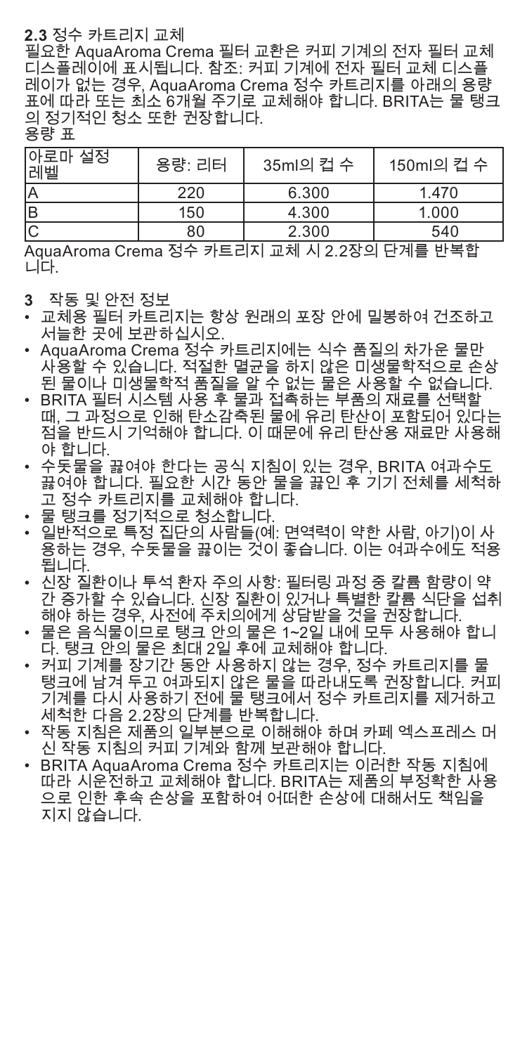**2.3** 정수 카트리지 교체

필요한 AquaAroma Crema 필터 교환은 커피 기계의 전자 필터 교체 디스플레이에 표시됩니다. 참조: 커피 기계에 전자 필터 교체 디스플레이가 없는 경우, AquaAroma Crema 정수 카트리지를 아래의 용량 표에 따라 또는 최소 6개월 주기로 교체해야 합니다. BRITA는 물 탱크의 정기적인 청소 또한 권장합니다.

용량 표

| 아로마 설정 레벨 | 용량: 리터 | 35ml의 컵 수 | 150ml의 컵 수 |
|---|---|---|---|
| A | 220 | 6.300 | 1.470 |
| B | 150 | 4.300 | 1.000 |
| C | 80 | 2.300 | 540 |

AquaAroma Crema 정수 카트리지 교체 시 2.2장의 단계를 반복합니다.

**3** 작동 및 안전 정보

- 교체용 필터 카트리지는 항상 원래의 포장 안에 밀봉하여 건조하고 서늘한 곳에 보관하십시오.
- AquaAroma Crema 정수 카트리지에는 식수 품질의 차가운 물만 사용할 수 있습니다. 적절한 멸균을 하지 않은 미생물학적으로 손상된 물이나 미생물학적 품질을 알 수 없는 물은 사용할 수 없습니다.
- BRITA 필터 시스템 사용 후 물과 접촉하는 부품의 재료를 선택할 때, 그 과정으로 인해 탄소감축된 물에 유리 탄산이 포함되어 있다는 점을 반드시 기억해야 합니다. 이 때문에 유리 탄산용 재료만 사용해야 합니다.
- 수돗물을 끓여야 한다는 공식 지침이 있는 경우, BRITA 여과수도 끓여야 합니다. 필요한 시간 동안 물을 끓인 후 기기 전체를 세척하고 정수 카트리지를 교체해야 합니다.
- 물 탱크를 정기적으로 청소합니다.
- 일반적으로 특정 집단의 사람들(예: 면역력이 약한 사람, 아기)이 사용하는 경우, 수돗물을 끓이는 것이 좋습니다. 이는 여과수에도 적용됩니다.
- 신장 질환이나 투석 환자 주의 사항: 필터링 과정 중 칼륨 함량이 약간 증가할 수 있습니다. 신장 질환이 있거나 특별한 칼륨 식단을 섭취해야 하는 경우, 사전에 주치의에게 상담받을 것을 권장합니다.
- 물은 음식물이므로 탱크 안의 물은 1~2일 내에 모두 사용해야 합니다. 탱크 안의 물은 최대 2일 후에 교체해야 합니다.
- 커피 기계를 장기간 동안 사용하지 않는 경우, 정수 카트리지를 물 탱크에 남겨 두고 여과되지 않은 물을 따라내도록 권장합니다. 커피 기계를 다시 사용하기 전에 물 탱크에서 정수 카트리지를 제거하고 세척한 다음 2.2장의 단계를 반복합니다.
- 작동 지침은 제품의 일부분으로 이해해야 하며 카페 엑스프레스 머신 작동 지침의 커피 기계와 함께 보관해야 합니다.
- BRITA AquaAroma Crema 정수 카트리지는 이러한 작동 지침에 따라 시운전하고 교체해야 합니다. BRITA는 제품의 부정확한 사용으로 인한 후속 손상을 포함하여 어떠한 손상에 대해서도 책임을 지지 않습니다.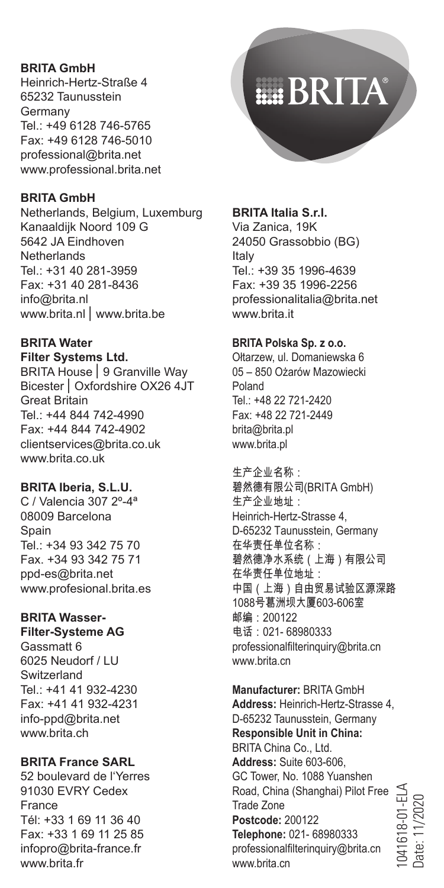**BRITA GmbH**
Heinrich-Hertz-Straße 4
65232 Taunusstein
Germany
Tel.: +49 6128 746-5765
Fax: +49 6128 746-5010
professional@brita.net
www.professional.brita.net

**BRITA GmbH**
Netherlands, Belgium, Luxemburg
Kanaaldijk Noord 109 G
5642 JA Eindhoven
Netherlands
Tel.: +31 40 281-3959
Fax: +31 40 281-8436
info@brita.nl
www.brita.nl │ www.brita.be

**BRITA Water Filter Systems Ltd.**
BRITA House │ 9 Granville Way
Bicester │ Oxfordshire OX26 4JT
Great Britain
Tel.: +44 844 742-4990
Fax: +44 844 742-4902
clientservices@brita.co.uk
www.brita.co.uk

**BRITA Iberia, S.L.U.**
C / Valencia 307 2º-4ª
08009 Barcelona
Spain
Tel.: +34 93 342 75 70
Fax. +34 93 342 75 71
ppd-es@brita.net
www.profesional.brita.es

**BRITA Wasser-Filter-Systeme AG**
Gassmatt 6
6025 Neudorf / LU
Switzerland
Tel.: +41 41 932-4230
Fax: +41 41 932-4231
info-ppd@brita.net
www.brita.ch

**BRITA France SARL**
52 boulevard de l'Yerres
91030 EVRY Cedex
France
Tél: +33 1 69 11 36 40
Fax: +33 1 69 11 25 85
infopro@brita-france.fr
www.brita.fr

BRITA®

**BRITA Italia S.r.l.**
Via Zanica, 19K
24050 Grassobbio (BG)
Italy
Tel.: +39 35 1996-4639
Fax: +39 35 1996-2256
professionalitalia@brita.net
www.brita.it

**BRITA Polska Sp. z o.o.**
Ołtarzew, ul. Domaniewska 6
05 – 850 Ożarów Mazowiecki
Poland
Tel.: +48 22 721-2420
Fax: +48 22 721-2449
brita@brita.pl
www.brita.pl

生产企业名称：
碧然德有限公司(BRITA GmbH)
生产企业地址：
Heinrich-Hertz-Strasse 4,
D-65232 Taunusstein, Germany
在华责任单位名称：
碧然德净水系统（上海）有限公司
在华责任单位地址：
中国（上海）自由贸易试验区源深路1088号葛洲坝大厦603-606室
邮编：200122
电话：021- 68980333
professionalfilterinquiry@brita.cn
www.brita.cn

**Manufacturer:** BRITA GmbH
**Address:** Heinrich-Hertz-Strasse 4, D-65232 Taunusstein, Germany
**Responsible Unit in China:** BRITA China Co., Ltd.
**Address:** Suite 603-606, GC Tower, No. 1088 Yuanshen Road, China (Shanghai) Pilot Free Trade Zone
**Postcode:** 200122
**Telephone:** 021- 68980333
professionalfilterinquiry@brita.cn
www.brita.cn

1041618-01-ELA
Date: 11/2020